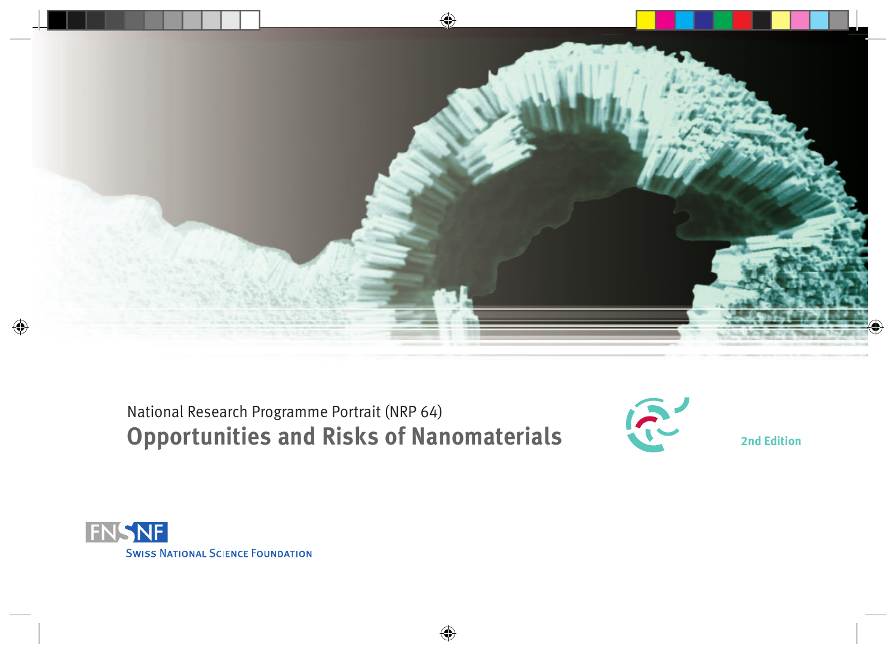National Research Programme Portrait (NRP 64)

# Opportunities and Risks of Nanomaterials

2nd Edition

FNSNF

Swiss National Science Foundation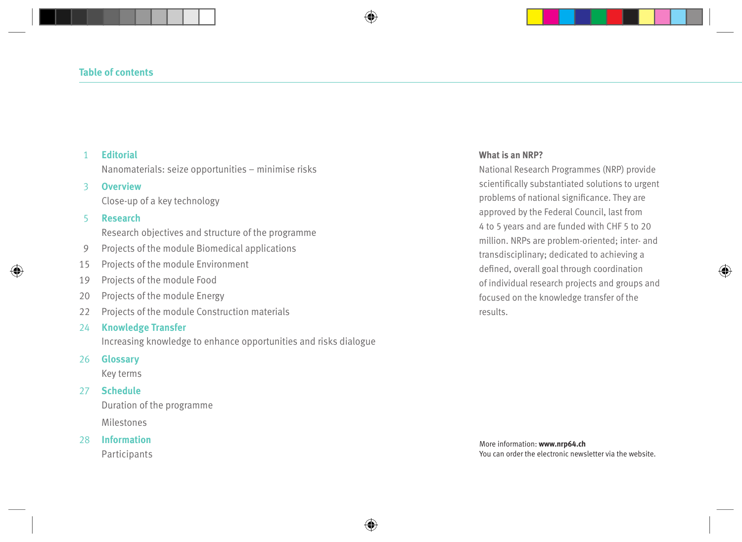## Table of contents

1 **Editorial**
Nanomaterials: seize opportunities – minimise risks

3 **Overview**
Close-up of a key technology

5 **Research**
Research objectives and structure of the programme

9 Projects of the module Biomedical applications

15 Projects of the module Environment

19 Projects of the module Food

20 Projects of the module Energy

22 Projects of the module Construction materials

24 **Knowledge Transfer**
Increasing knowledge to enhance opportunities and risks dialogue

26 **Glossary**
Key terms

27 **Schedule**
Duration of the programme

Milestones

28 **Information**
Participants

**What is an NRP?**

National Research Programmes (NRP) provide scientifically substantiated solutions to urgent problems of national significance. They are approved by the Federal Council, last from 4 to 5 years and are funded with CHF 5 to 20 million. NRPs are problem-oriented; inter- and transdisciplinary; dedicated to achieving a defined, overall goal through coordination of individual research projects and groups and focused on the knowledge transfer of the results.

More information: **www.nrp64.ch**
You can order the electronic newsletter via the website.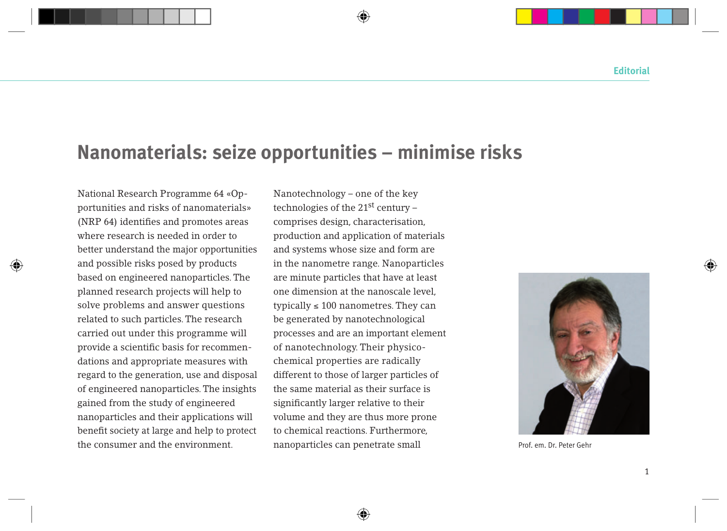# Nanomaterials: seize opportunities – minimise risks

National Research Programme 64 «Opportunities and risks of nanomaterials» (NRP 64) identifies and promotes areas where research is needed in order to better understand the major opportunities and possible risks posed by products based on engineered nanoparticles. The planned research projects will help to solve problems and answer questions related to such particles. The research carried out under this programme will provide a scientific basis for recommendations and appropriate measures with regard to the generation, use and disposal of engineered nanoparticles. The insights gained from the study of engineered nanoparticles and their applications will benefit society at large and help to protect the consumer and the environment.

Nanotechnology – one of the key technologies of the 21st century – comprises design, characterisation, production and application of materials and systems whose size and form are in the nanometre range. Nanoparticles are minute particles that have at least one dimension at the nanoscale level, typically ≤ 100 nanometres. They can be generated by nanotechnological processes and are an important element of nanotechnology. Their physico-chemical properties are radically different to those of larger particles of the same material as their surface is significantly larger relative to their volume and they are thus more prone to chemical reactions. Furthermore, nanoparticles can penetrate small

Prof. em. Dr. Peter Gehr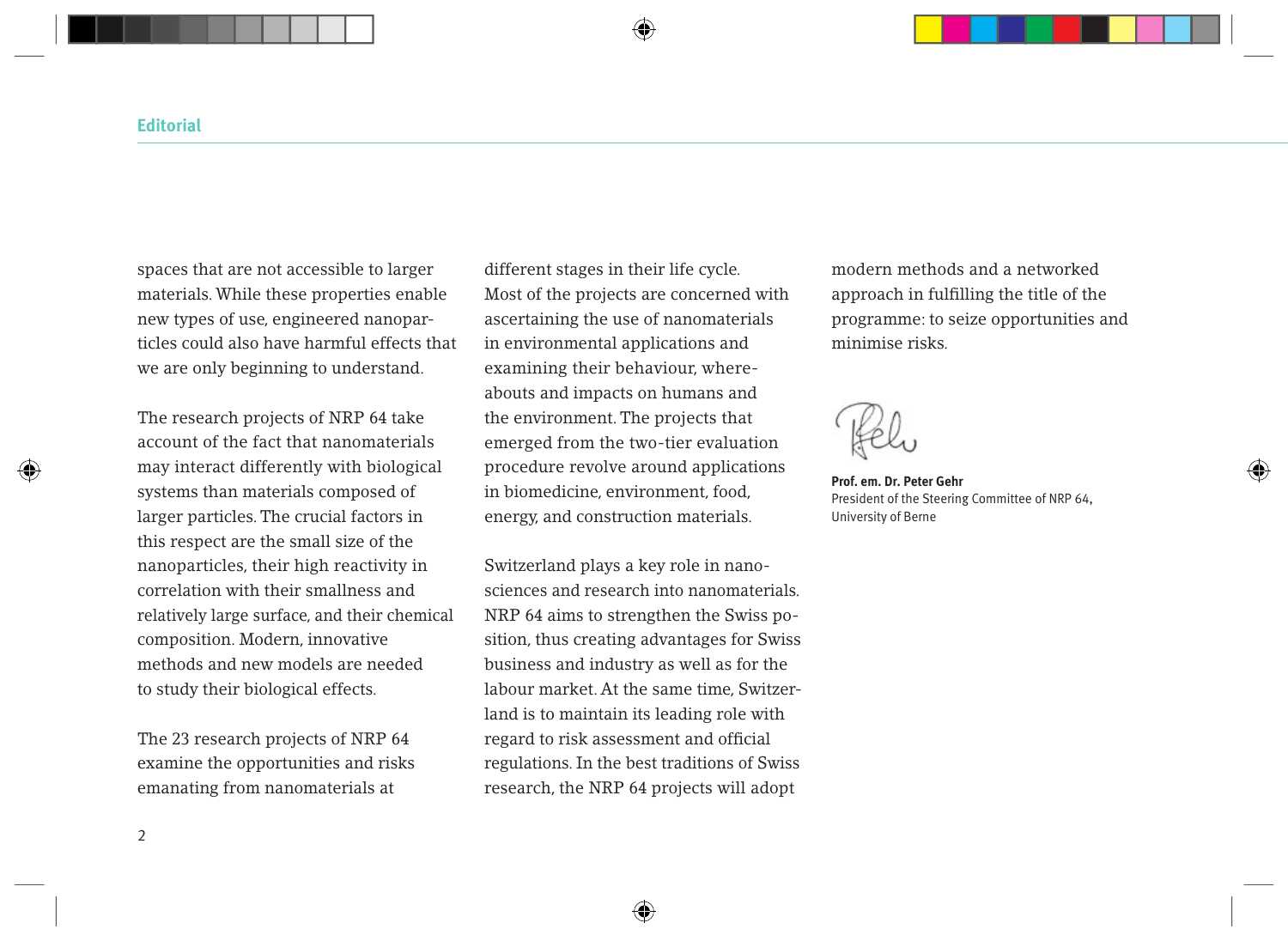spaces that are not accessible to larger materials. While these properties enable new types of use, engineered nanoparticles could also have harmful effects that we are only beginning to understand.

The research projects of NRP 64 take account of the fact that nanomaterials may interact differently with biological systems than materials composed of larger particles. The crucial factors in this respect are the small size of the nanoparticles, their high reactivity in correlation with their smallness and relatively large surface, and their chemical composition. Modern, innovative methods and new models are needed to study their biological effects.

The 23 research projects of NRP 64 examine the opportunities and risks emanating from nanomaterials at different stages in their life cycle. Most of the projects are concerned with ascertaining the use of nanomaterials in environmental applications and examining their behaviour, whereabouts and impacts on humans and the environment. The projects that emerged from the two-tier evaluation procedure revolve around applications in biomedicine, environment, food, energy, and construction materials.

Switzerland plays a key role in nanosciences and research into nanomaterials. NRP 64 aims to strengthen the Swiss position, thus creating advantages for Swiss business and industry as well as for the labour market. At the same time, Switzerland is to maintain its leading role with regard to risk assessment and official regulations. In the best traditions of Swiss research, the NRP 64 projects will adopt modern methods and a networked approach in fulfilling the title of the programme: to seize opportunities and minimise risks.

**Prof. em. Dr. Peter Gehr**
President of the Steering Committee of NRP 64,
University of Berne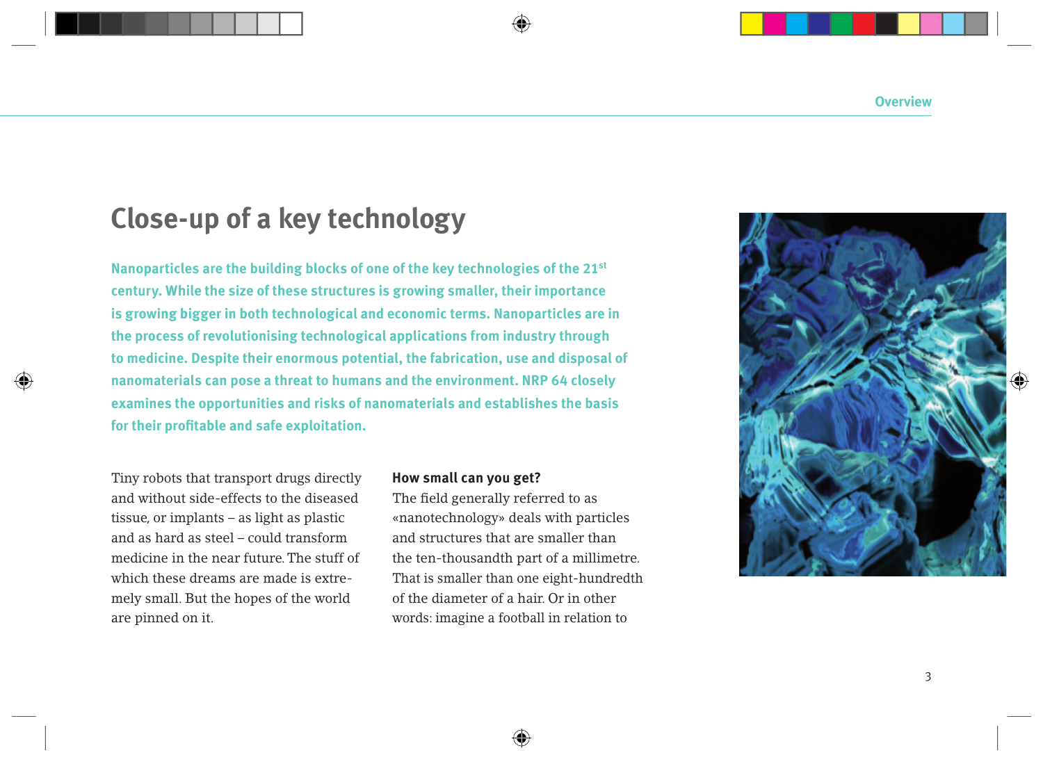# Close-up of a key technology

**Nanoparticles are the building blocks of one of the key technologies of the 21st century. While the size of these structures is growing smaller, their importance is growing bigger in both technological and economic terms. Nanoparticles are in the process of revolutionising technological applications from industry through to medicine. Despite their enormous potential, the fabrication, use and disposal of nanomaterials can pose a threat to humans and the environment. NRP 64 closely examines the opportunities and risks of nanomaterials and establishes the basis for their profitable and safe exploitation.**

Tiny robots that transport drugs directly and without side-effects to the diseased tissue, or implants – as light as plastic and as hard as steel – could transform medicine in the near future. The stuff of which these dreams are made is extremely small. But the hopes of the world are pinned on it.

**How small can you get?**

The field generally referred to as «nanotechnology» deals with particles and structures that are smaller than the ten-thousandth part of a millimetre. That is smaller than one eight-hundredth of the diameter of a hair. Or in other words: imagine a football in relation to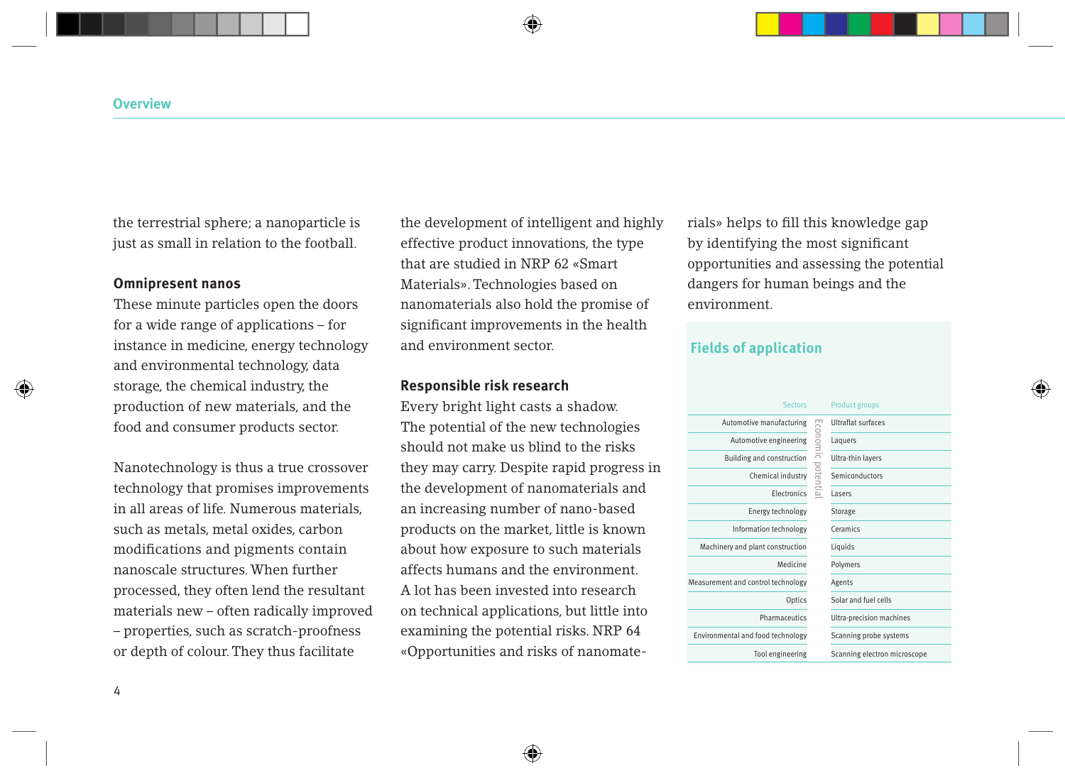the terrestrial sphere; a nanoparticle is just as small in relation to the football.

### Omnipresent nanos

These minute particles open the doors for a wide range of applications – for instance in medicine, energy technology and environmental technology, data storage, the chemical industry, the production of new materials, and the food and consumer products sector.

Nanotechnology is thus a true crossover technology that promises improvements in all areas of life. Numerous materials, such as metals, metal oxides, carbon modifications and pigments contain nanoscale structures. When further processed, they often lend the resultant materials new – often radically improved – properties, such as scratch-proofness or depth of colour. They thus facilitate the development of intelligent and highly effective product innovations, the type that are studied in NRP 62 «Smart Materials». Technologies based on nanomaterials also hold the promise of significant improvements in the health and environment sector.

### Responsible risk research

Every bright light casts a shadow. The potential of the new technologies should not make us blind to the risks they may carry. Despite rapid progress in the development of nanomaterials and an increasing number of nano-based products on the market, little is known about how exposure to such materials affects humans and the environment. A lot has been invested into research on technical applications, but little into examining the potential risks. NRP 64 «Opportunities and risks of nanomaterials» helps to fill this knowledge gap by identifying the most significant opportunities and assessing the potential dangers for human beings and the environment.

## Fields of application

| Sectors | Economic potential | Product groups |
|---|---|---|
| Automotive manufacturing | | Ultraflat surfaces |
| Automotive engineering | | Laquers |
| Building and construction | | Ultra-thin layers |
| Chemical industry | | Semiconductors |
| Electronics | | Lasers |
| Energy technology | | Storage |
| Information technology | | Ceramics |
| Machinery and plant construction | | Liquids |
| Medicine | | Polymers |
| Measurement and control technology | | Agents |
| Optics | | Solar and fuel cells |
| Pharmaceutics | | Ultra-precision machines |
| Environmental and food technology | | Scanning probe systems |
| Tool engineering | | Scanning electron microscope |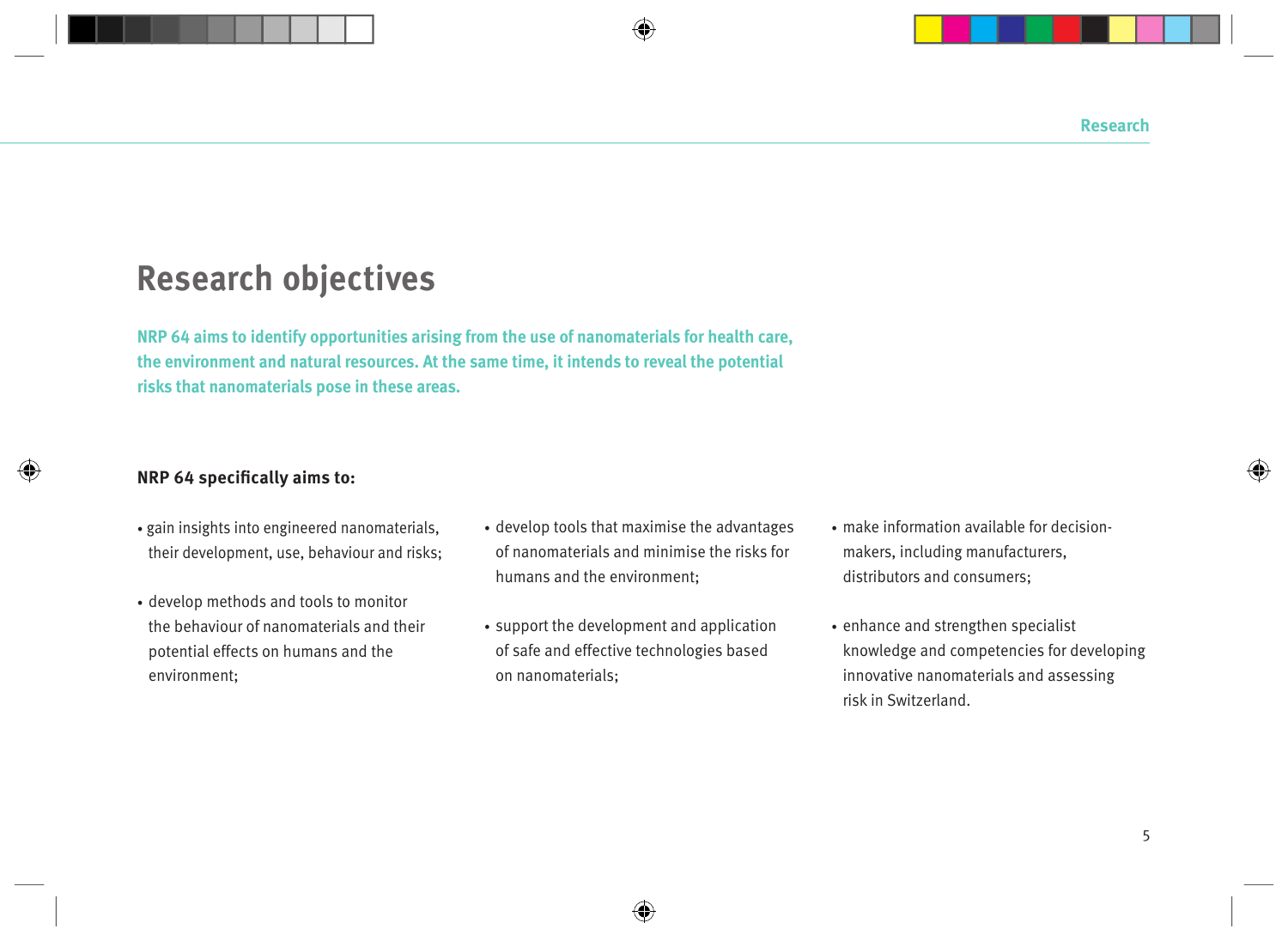# Research objectives

**NRP 64 aims to identify opportunities arising from the use of nanomaterials for health care, the environment and natural resources. At the same time, it intends to reveal the potential risks that nanomaterials pose in these areas.**

**NRP 64 specifically aims to:**

- gain insights into engineered nanomaterials, their development, use, behaviour and risks;
- develop methods and tools to monitor the behaviour of nanomaterials and their potential effects on humans and the environment;
- develop tools that maximise the advantages of nanomaterials and minimise the risks for humans and the environment;
- support the development and application of safe and effective technologies based on nanomaterials;
- make information available for decision-makers, including manufacturers, distributors and consumers;
- enhance and strengthen specialist knowledge and competencies for developing innovative nanomaterials and assessing risk in Switzerland.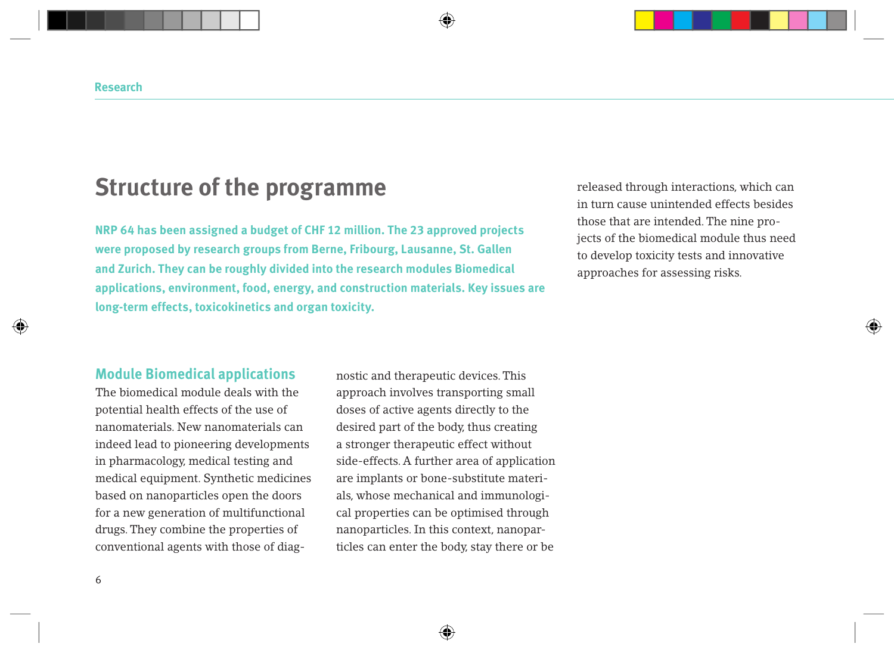# Structure of the programme

**NRP 64 has been assigned a budget of CHF 12 million. The 23 approved projects were proposed by research groups from Berne, Fribourg, Lausanne, St. Gallen and Zurich. They can be roughly divided into the research modules Biomedical applications, environment, food, energy, and construction materials. Key issues are long-term effects, toxicokinetics and organ toxicity.**

## Module Biomedical applications

The biomedical module deals with the potential health effects of the use of nanomaterials. New nanomaterials can indeed lead to pioneering developments in pharmacology, medical testing and medical equipment. Synthetic medicines based on nanoparticles open the doors for a new generation of multifunctional drugs. They combine the properties of conventional agents with those of diagnostic and therapeutic devices. This approach involves transporting small doses of active agents directly to the desired part of the body, thus creating a stronger therapeutic effect without side-effects. A further area of application are implants or bone-substitute materials, whose mechanical and immunological properties can be optimised through nanoparticles. In this context, nanoparticles can enter the body, stay there or be released through interactions, which can in turn cause unintended effects besides those that are intended. The nine projects of the biomedical module thus need to develop toxicity tests and innovative approaches for assessing risks.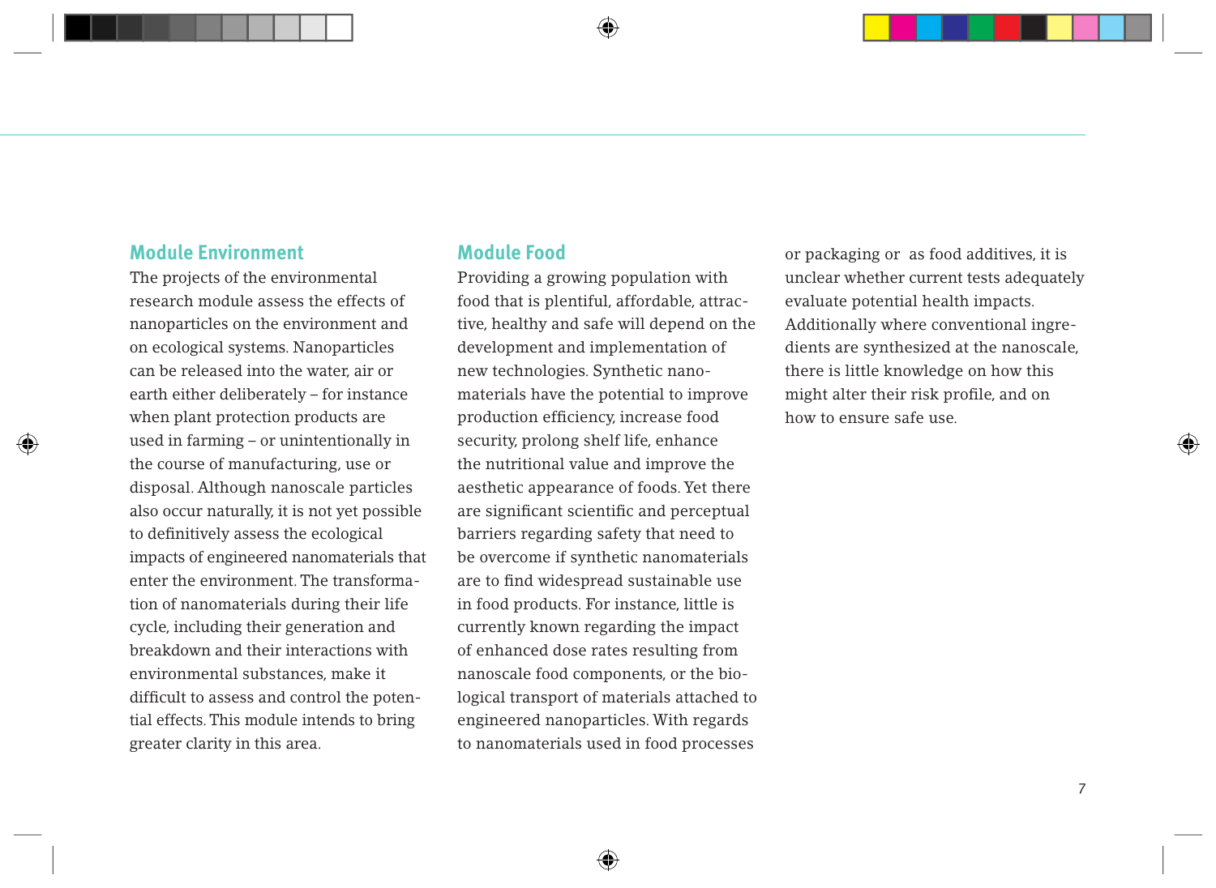## Module Environment

The projects of the environmental research module assess the effects of nanoparticles on the environment and on ecological systems. Nanoparticles can be released into the water, air or earth either deliberately – for instance when plant protection products are used in farming – or unintentionally in the course of manufacturing, use or disposal. Although nanoscale particles also occur naturally, it is not yet possible to definitively assess the ecological impacts of engineered nanomaterials that enter the environment. The transformation of nanomaterials during their life cycle, including their generation and breakdown and their interactions with environmental substances, make it difficult to assess and control the potential effects. This module intends to bring greater clarity in this area.

## Module Food

Providing a growing population with food that is plentiful, affordable, attractive, healthy and safe will depend on the development and implementation of new technologies. Synthetic nanomaterials have the potential to improve production efficiency, increase food security, prolong shelf life, enhance the nutritional value and improve the aesthetic appearance of foods. Yet there are significant scientific and perceptual barriers regarding safety that need to be overcome if synthetic nanomaterials are to find widespread sustainable use in food products. For instance, little is currently known regarding the impact of enhanced dose rates resulting from nanoscale food components, or the biological transport of materials attached to engineered nanoparticles. With regards to nanomaterials used in food processes or packaging or as food additives, it is unclear whether current tests adequately evaluate potential health impacts. Additionally where conventional ingredients are synthesized at the nanoscale, there is little knowledge on how this might alter their risk profile, and on how to ensure safe use.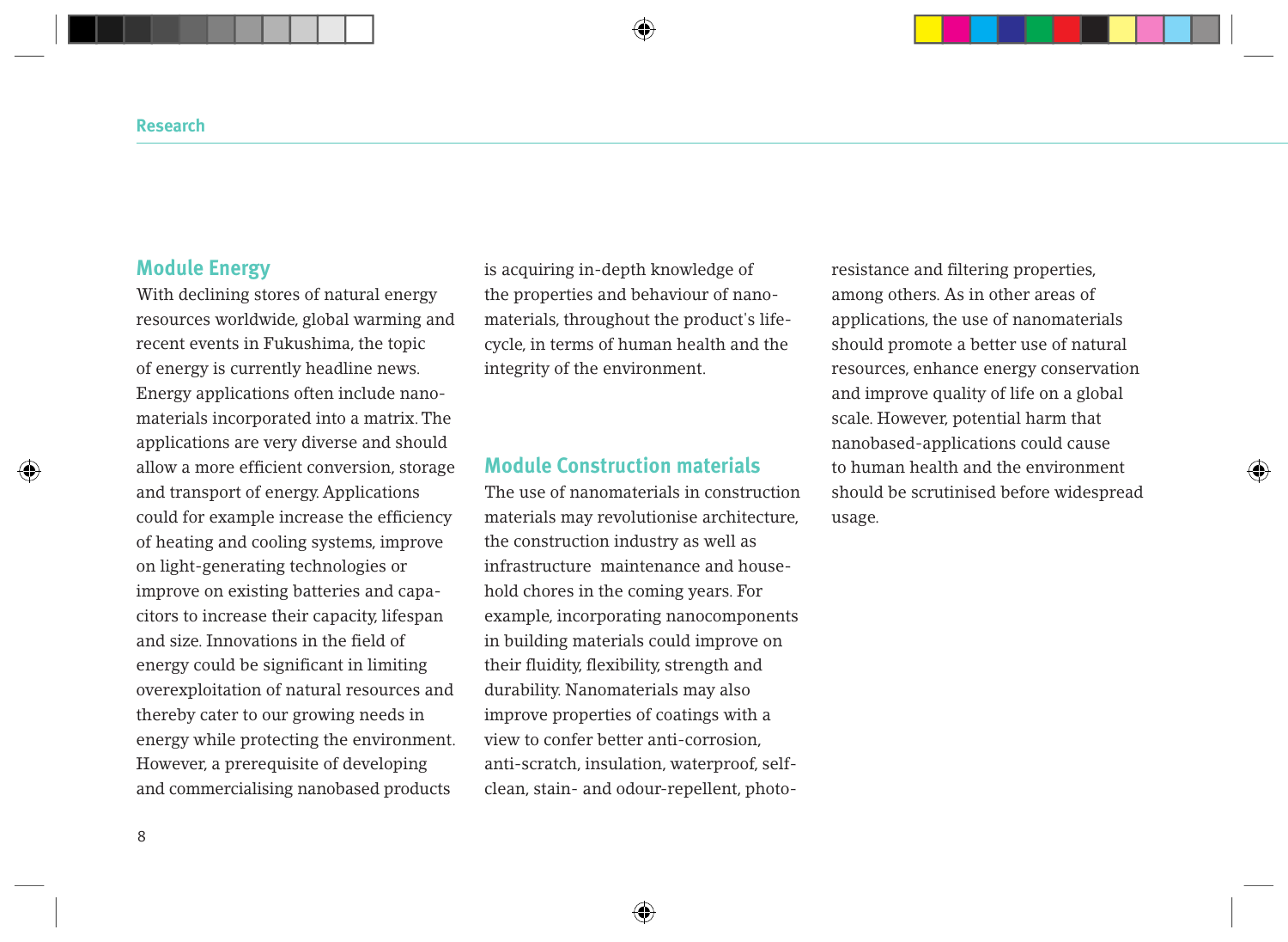## Module Energy

With declining stores of natural energy resources worldwide, global warming and recent events in Fukushima, the topic of energy is currently headline news. Energy applications often include nanomaterials incorporated into a matrix. The applications are very diverse and should allow a more efficient conversion, storage and transport of energy. Applications could for example increase the efficiency of heating and cooling systems, improve on light-generating technologies or improve on existing batteries and capacitors to increase their capacity, lifespan and size. Innovations in the field of energy could be significant in limiting overexploitation of natural resources and thereby cater to our growing needs in energy while protecting the environment. However, a prerequisite of developing and commercialising nanobased products is acquiring in-depth knowledge of the properties and behaviour of nanomaterials, throughout the product's lifecycle, in terms of human health and the integrity of the environment.

## Module Construction materials

The use of nanomaterials in construction materials may revolutionise architecture, the construction industry as well as infrastructure maintenance and household chores in the coming years. For example, incorporating nanocomponents in building materials could improve on their fluidity, flexibility, strength and durability. Nanomaterials may also improve properties of coatings with a view to confer better anti-corrosion, anti-scratch, insulation, waterproof, self-clean, stain- and odour-repellent, photoresistance and filtering properties, among others. As in other areas of applications, the use of nanomaterials should promote a better use of natural resources, enhance energy conservation and improve quality of life on a global scale. However, potential harm that nanobased-applications could cause to human health and the environment should be scrutinised before widespread usage.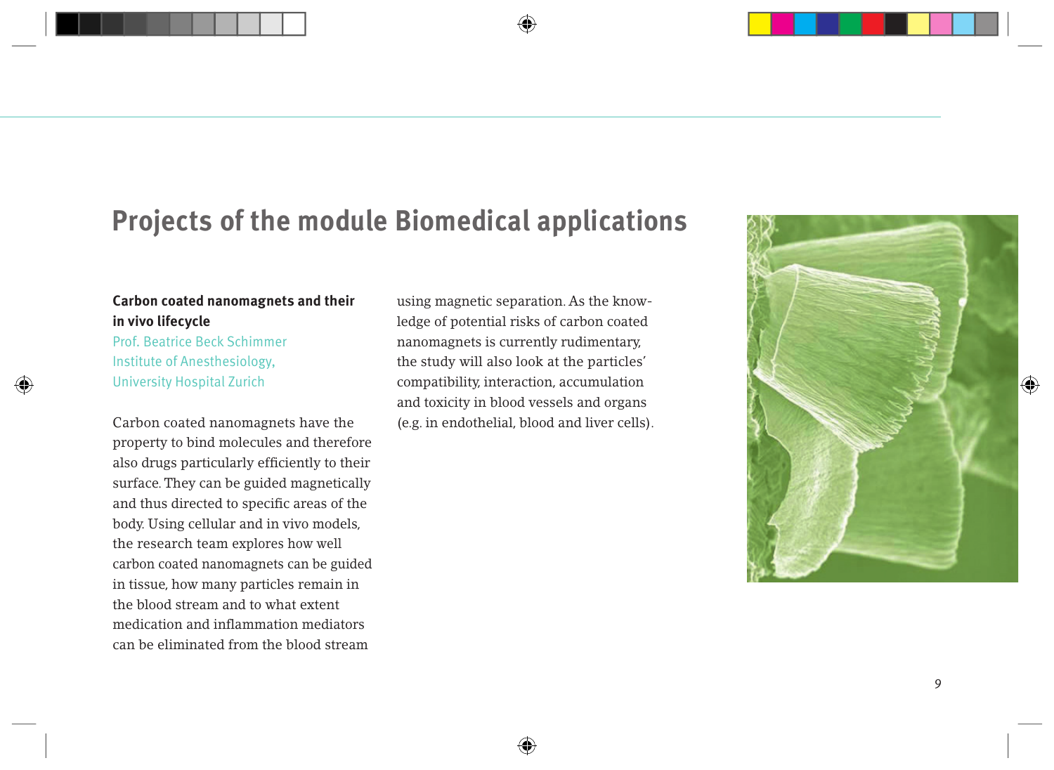# Projects of the module Biomedical applications

**Carbon coated nanomagnets and their in vivo lifecycle**

Prof. Beatrice Beck Schimmer
Institute of Anesthesiology,
University Hospital Zurich

Carbon coated nanomagnets have the property to bind molecules and therefore also drugs particularly efficiently to their surface. They can be guided magnetically and thus directed to specific areas of the body. Using cellular and in vivo models, the research team explores how well carbon coated nanomagnets can be guided in tissue, how many particles remain in the blood stream and to what extent medication and inflammation mediators can be eliminated from the blood stream using magnetic separation. As the knowledge of potential risks of carbon coated nanomagnets is currently rudimentary, the study will also look at the particles' compatibility, interaction, accumulation and toxicity in blood vessels and organs (e.g. in endothelial, blood and liver cells).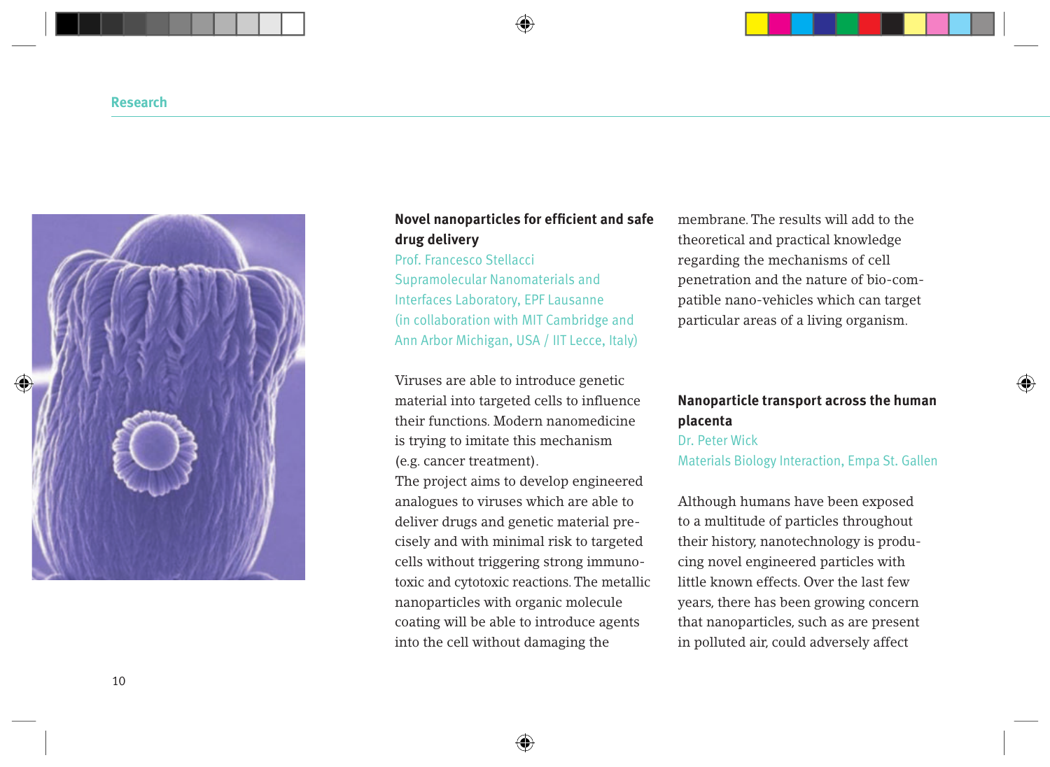## Novel nanoparticles for efficient and safe drug delivery

Prof. Francesco Stellacci
Supramolecular Nanomaterials and Interfaces Laboratory, EPF Lausanne
(in collaboration with MIT Cambridge and Ann Arbor Michigan, USA / IIT Lecce, Italy)

Viruses are able to introduce genetic material into targeted cells to influence their functions. Modern nanomedicine is trying to imitate this mechanism (e.g. cancer treatment).
The project aims to develop engineered analogues to viruses which are able to deliver drugs and genetic material precisely and with minimal risk to targeted cells without triggering strong immunotoxic and cytotoxic reactions. The metallic nanoparticles with organic molecule coating will be able to introduce agents into the cell without damaging the membrane. The results will add to the theoretical and practical knowledge regarding the mechanisms of cell penetration and the nature of bio-compatible nano-vehicles which can target particular areas of a living organism.

## Nanoparticle transport across the human placenta

Dr. Peter Wick
Materials Biology Interaction, Empa St. Gallen

Although humans have been exposed to a multitude of particles throughout their history, nanotechnology is producing novel engineered particles with little known effects. Over the last few years, there has been growing concern that nanoparticles, such as are present in polluted air, could adversely affect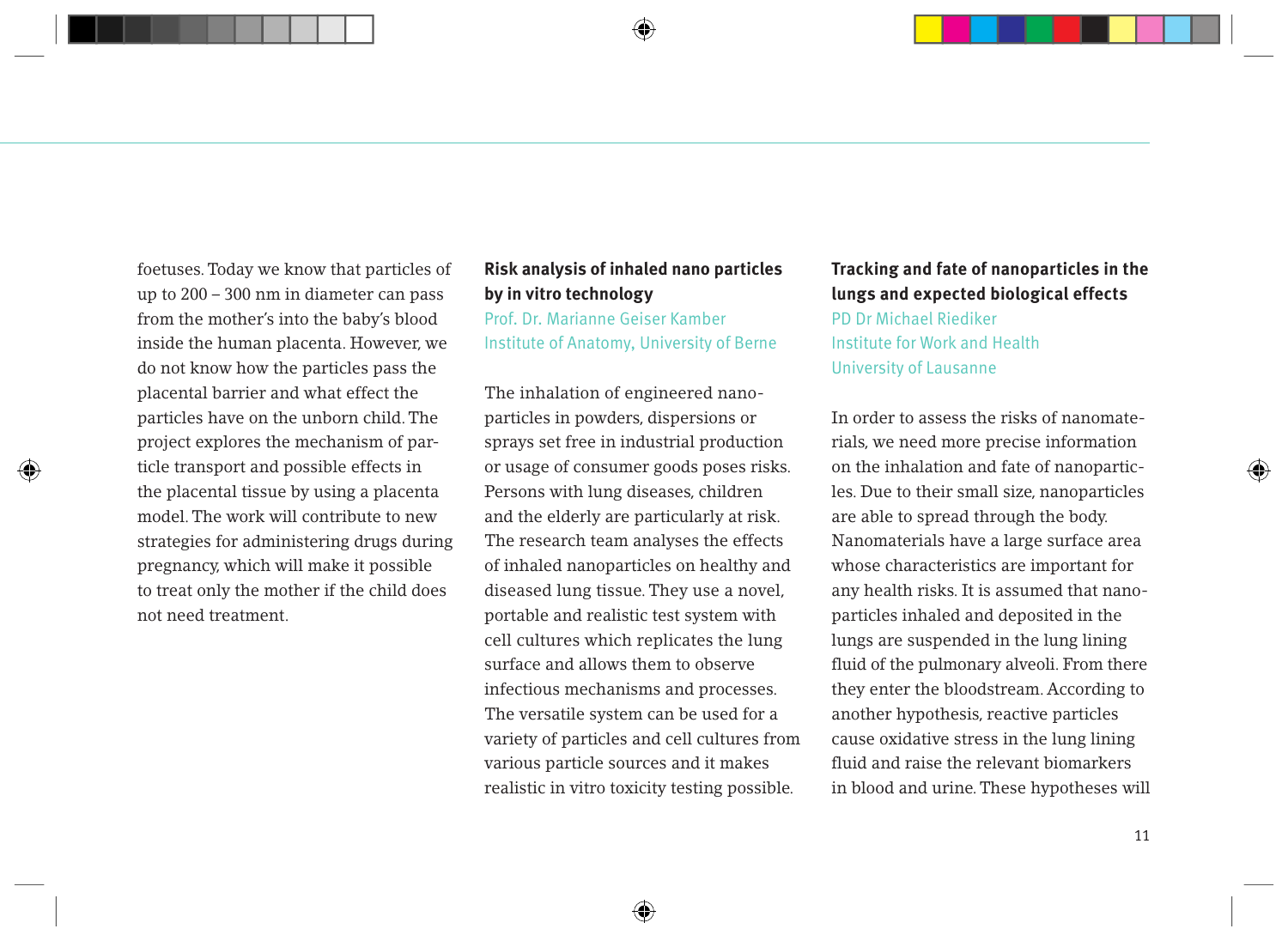foetuses. Today we know that particles of up to 200 – 300 nm in diameter can pass from the mother's into the baby's blood inside the human placenta. However, we do not know how the particles pass the placental barrier and what effect the particles have on the unborn child. The project explores the mechanism of particle transport and possible effects in the placental tissue by using a placenta model. The work will contribute to new strategies for administering drugs during pregnancy, which will make it possible to treat only the mother if the child does not need treatment.

## Risk analysis of inhaled nano particles by in vitro technology

Prof. Dr. Marianne Geiser Kamber
Institute of Anatomy, University of Berne

The inhalation of engineered nanoparticles in powders, dispersions or sprays set free in industrial production or usage of consumer goods poses risks. Persons with lung diseases, children and the elderly are particularly at risk. The research team analyses the effects of inhaled nanoparticles on healthy and diseased lung tissue. They use a novel, portable and realistic test system with cell cultures which replicates the lung surface and allows them to observe infectious mechanisms and processes. The versatile system can be used for a variety of particles and cell cultures from various particle sources and it makes realistic in vitro toxicity testing possible.

## Tracking and fate of nanoparticles in the lungs and expected biological effects

PD Dr Michael Riediker
Institute for Work and Health
University of Lausanne

In order to assess the risks of nanomaterials, we need more precise information on the inhalation and fate of nanoparticles. Due to their small size, nanoparticles are able to spread through the body. Nanomaterials have a large surface area whose characteristics are important for any health risks. It is assumed that nanoparticles inhaled and deposited in the lungs are suspended in the lung lining fluid of the pulmonary alveoli. From there they enter the bloodstream. According to another hypothesis, reactive particles cause oxidative stress in the lung lining fluid and raise the relevant biomarkers in blood and urine. These hypotheses will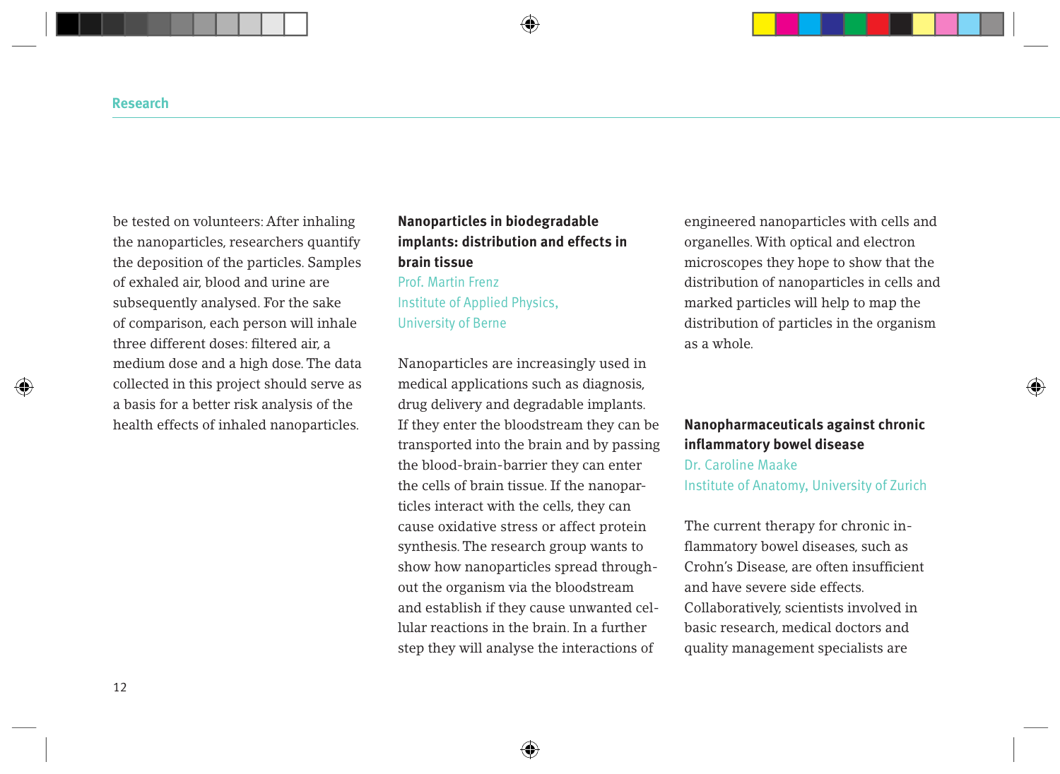be tested on volunteers: After inhaling the nanoparticles, researchers quantify the deposition of the particles. Samples of exhaled air, blood and urine are subsequently analysed. For the sake of comparison, each person will inhale three different doses: filtered air, a medium dose and a high dose. The data collected in this project should serve as a basis for a better risk analysis of the health effects of inhaled nanoparticles.

### Nanoparticles in biodegradable implants: distribution and effects in brain tissue

Prof. Martin Frenz
Institute of Applied Physics, University of Berne

Nanoparticles are increasingly used in medical applications such as diagnosis, drug delivery and degradable implants. If they enter the bloodstream they can be transported into the brain and by passing the blood-brain-barrier they can enter the cells of brain tissue. If the nanoparticles interact with the cells, they can cause oxidative stress or affect protein synthesis. The research group wants to show how nanoparticles spread throughout the organism via the bloodstream and establish if they cause unwanted cellular reactions in the brain. In a further step they will analyse the interactions of engineered nanoparticles with cells and organelles. With optical and electron microscopes they hope to show that the distribution of nanoparticles in cells and marked particles will help to map the distribution of particles in the organism as a whole.

### Nanopharmaceuticals against chronic inflammatory bowel disease

Dr. Caroline Maake
Institute of Anatomy, University of Zurich

The current therapy for chronic inflammatory bowel diseases, such as Crohn's Disease, are often insufficient and have severe side effects. Collaboratively, scientists involved in basic research, medical doctors and quality management specialists are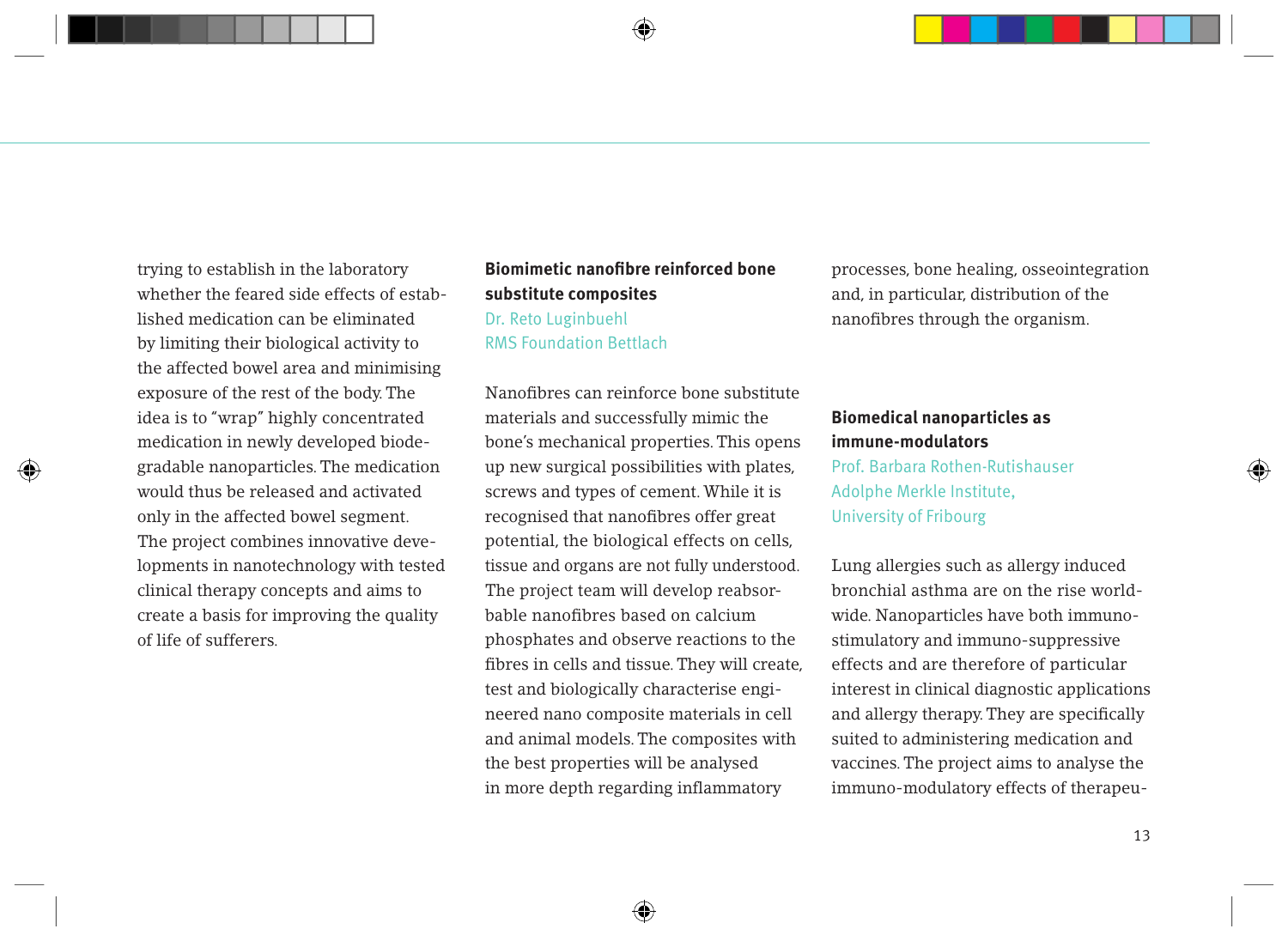trying to establish in the laboratory whether the feared side effects of established medication can be eliminated by limiting their biological activity to the affected bowel area and minimising exposure of the rest of the body. The idea is to "wrap" highly concentrated medication in newly developed biodegradable nanoparticles. The medication would thus be released and activated only in the affected bowel segment. The project combines innovative developments in nanotechnology with tested clinical therapy concepts and aims to create a basis for improving the quality of life of sufferers.

### Biomimetic nanofibre reinforced bone substitute composites

Dr. Reto Luginbuehl
RMS Foundation Bettlach

Nanofibres can reinforce bone substitute materials and successfully mimic the bone's mechanical properties. This opens up new surgical possibilities with plates, screws and types of cement. While it is recognised that nanofibres offer great potential, the biological effects on cells, tissue and organs are not fully understood. The project team will develop reabsorbable nanofibres based on calcium phosphates and observe reactions to the fibres in cells and tissue. They will create, test and biologically characterise engineered nano composite materials in cell and animal models. The composites with the best properties will be analysed in more depth regarding inflammatory processes, bone healing, osseointegration and, in particular, distribution of the nanofibres through the organism.

### Biomedical nanoparticles as immune-modulators

Prof. Barbara Rothen-Rutishauser
Adolphe Merkle Institute, University of Fribourg

Lung allergies such as allergy induced bronchial asthma are on the rise worldwide. Nanoparticles have both immuno-stimulatory and immuno-suppressive effects and are therefore of particular interest in clinical diagnostic applications and allergy therapy. They are specifically suited to administering medication and vaccines. The project aims to analyse the immuno-modulatory effects of therapeu-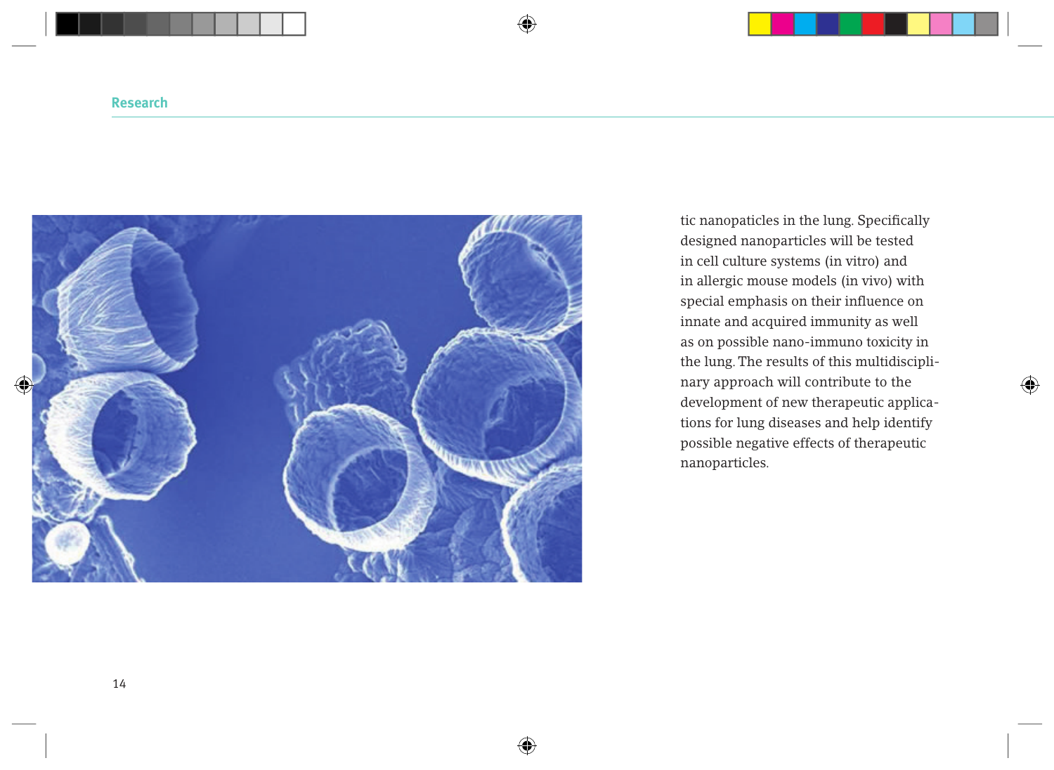tic nanopaticles in the lung. Specifically designed nanoparticles will be tested in cell culture systems (in vitro) and in allergic mouse models (in vivo) with special emphasis on their influence on innate and acquired immunity as well as on possible nano-immuno toxicity in the lung. The results of this multidisciplinary approach will contribute to the development of new therapeutic applications for lung diseases and help identify possible negative effects of therapeutic nanoparticles.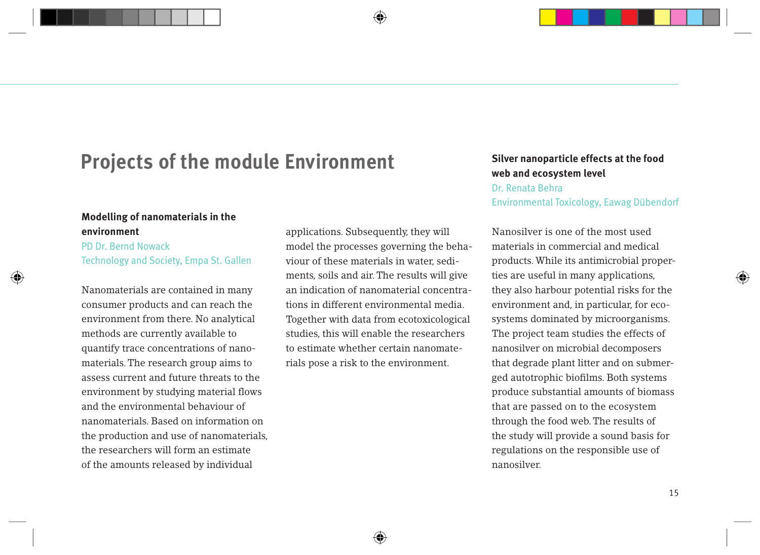# Projects of the module Environment

### Modelling of nanomaterials in the environment

PD Dr. Bernd Nowack
Technology and Society, Empa St. Gallen

Nanomaterials are contained in many consumer products and can reach the environment from there. No analytical methods are currently available to quantify trace concentrations of nanomaterials. The research group aims to assess current and future threats to the environment by studying material flows and the environmental behaviour of nanomaterials. Based on information on the production and use of nanomaterials, the researchers will form an estimate of the amounts released by individual applications. Subsequently, they will model the processes governing the behaviour of these materials in water, sediments, soils and air. The results will give an indication of nanomaterial concentrations in different environmental media. Together with data from ecotoxicological studies, this will enable the researchers to estimate whether certain nanomaterials pose a risk to the environment.

### Silver nanoparticle effects at the food web and ecosystem level

Dr. Renata Behra
Environmental Toxicology, Eawag Dübendorf

Nanosilver is one of the most used materials in commercial and medical products. While its antimicrobial properties are useful in many applications, they also harbour potential risks for the environment and, in particular, for ecosystems dominated by microorganisms. The project team studies the effects of nanosilver on microbial decomposers that degrade plant litter and on submerged autotrophic biofilms. Both systems produce substantial amounts of biomass that are passed on to the ecosystem through the food web. The results of the study will provide a sound basis for regulations on the responsible use of nanosilver.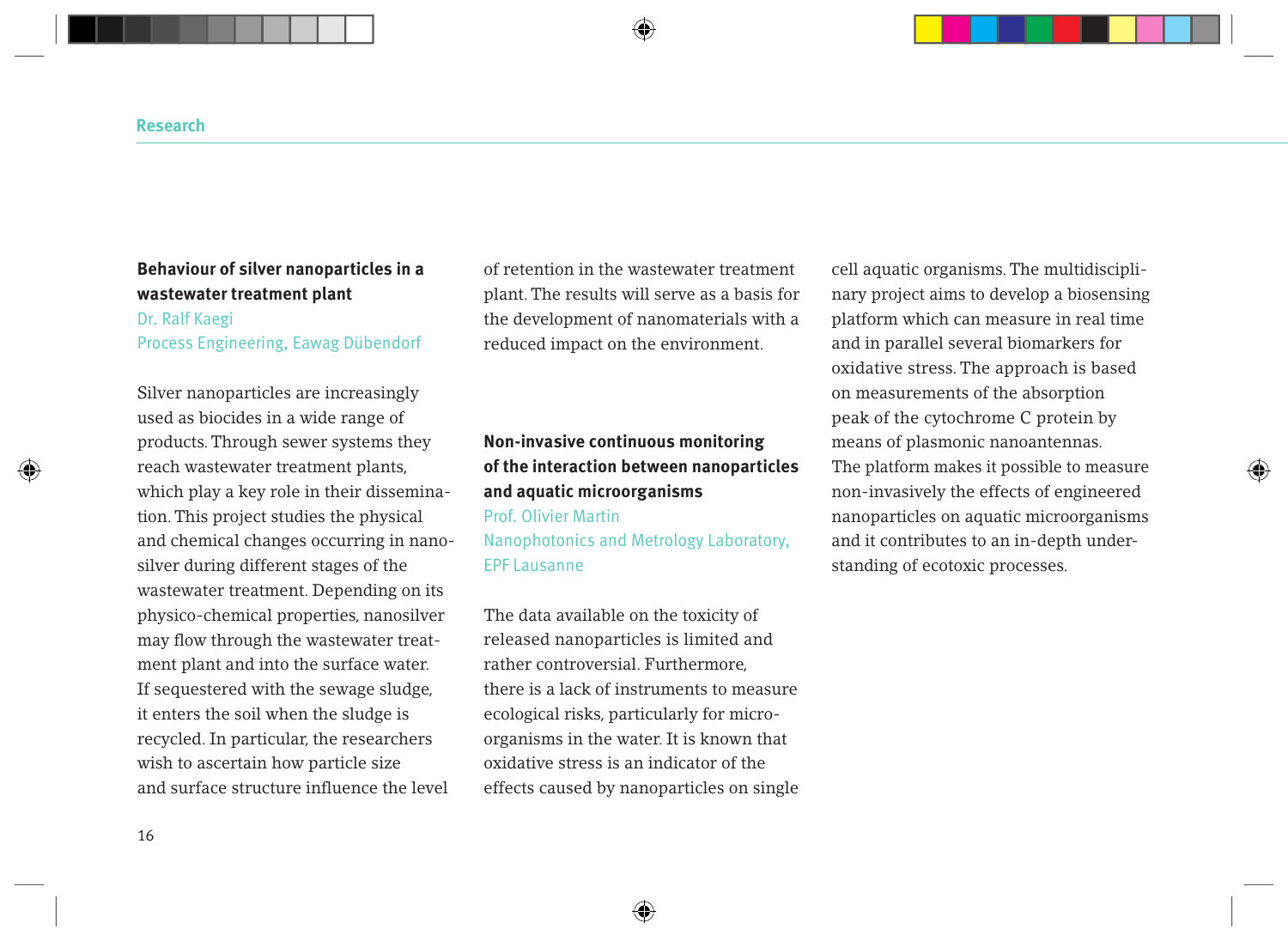### Behaviour of silver nanoparticles in a wastewater treatment plant

Dr. Ralf Kaegi
Process Engineering, Eawag Dübendorf

Silver nanoparticles are increasingly used as biocides in a wide range of products. Through sewer systems they reach wastewater treatment plants, which play a key role in their dissemination. This project studies the physical and chemical changes occurring in nanosilver during different stages of the wastewater treatment. Depending on its physico-chemical properties, nanosilver may flow through the wastewater treatment plant and into the surface water. If sequestered with the sewage sludge, it enters the soil when the sludge is recycled. In particular, the researchers wish to ascertain how particle size and surface structure influence the level of retention in the wastewater treatment plant. The results will serve as a basis for the development of nanomaterials with a reduced impact on the environment.

### Non-invasive continuous monitoring of the interaction between nanoparticles and aquatic microorganisms

Prof. Olivier Martin
Nanophotonics and Metrology Laboratory, EPF Lausanne

The data available on the toxicity of released nanoparticles is limited and rather controversial. Furthermore, there is a lack of instruments to measure ecological risks, particularly for microorganisms in the water. It is known that oxidative stress is an indicator of the effects caused by nanoparticles on single cell aquatic organisms. The multidisciplinary project aims to develop a biosensing platform which can measure in real time and in parallel several biomarkers for oxidative stress. The approach is based on measurements of the absorption peak of the cytochrome C protein by means of plasmonic nanoantennas.
The platform makes it possible to measure non-invasively the effects of engineered nanoparticles on aquatic microorganisms and it contributes to an in-depth understanding of ecotoxic processes.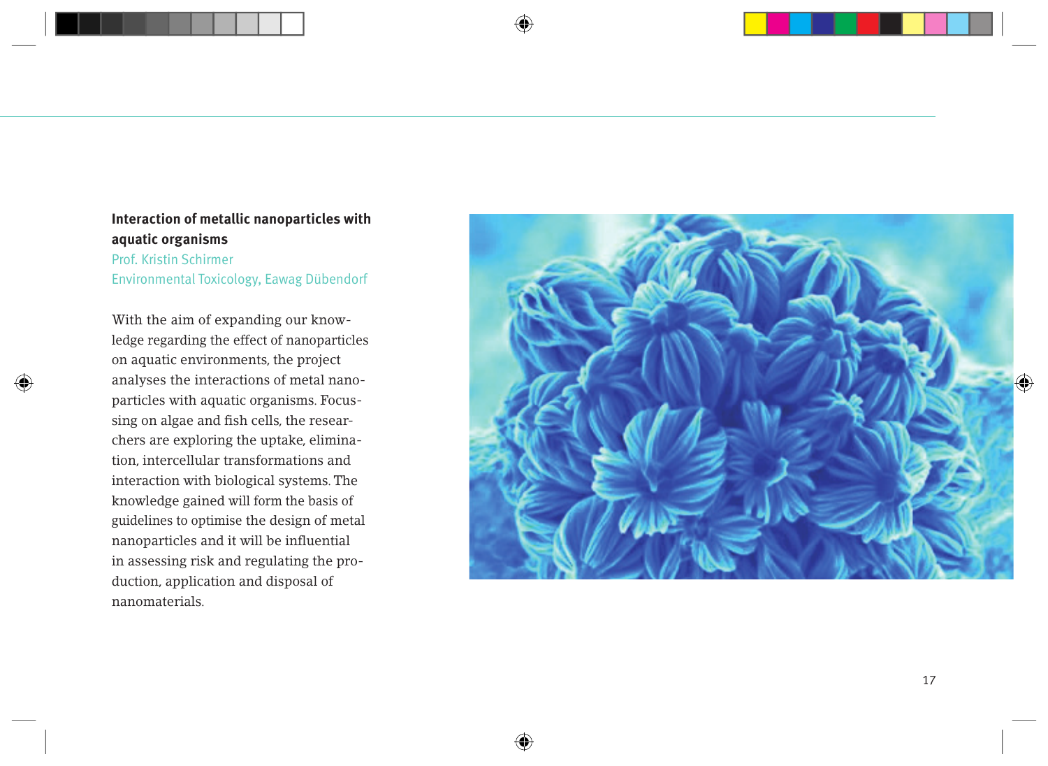**Interaction of metallic nanoparticles with aquatic organisms**

Prof. Kristin Schirmer
Environmental Toxicology, Eawag Dübendorf

With the aim of expanding our knowledge regarding the effect of nanoparticles on aquatic environments, the project analyses the interactions of metal nanoparticles with aquatic organisms. Focussing on algae and fish cells, the researchers are exploring the uptake, elimination, intercellular transformations and interaction with biological systems. The knowledge gained will form the basis of guidelines to optimise the design of metal nanoparticles and it will be influential in assessing risk and regulating the production, application and disposal of nanomaterials.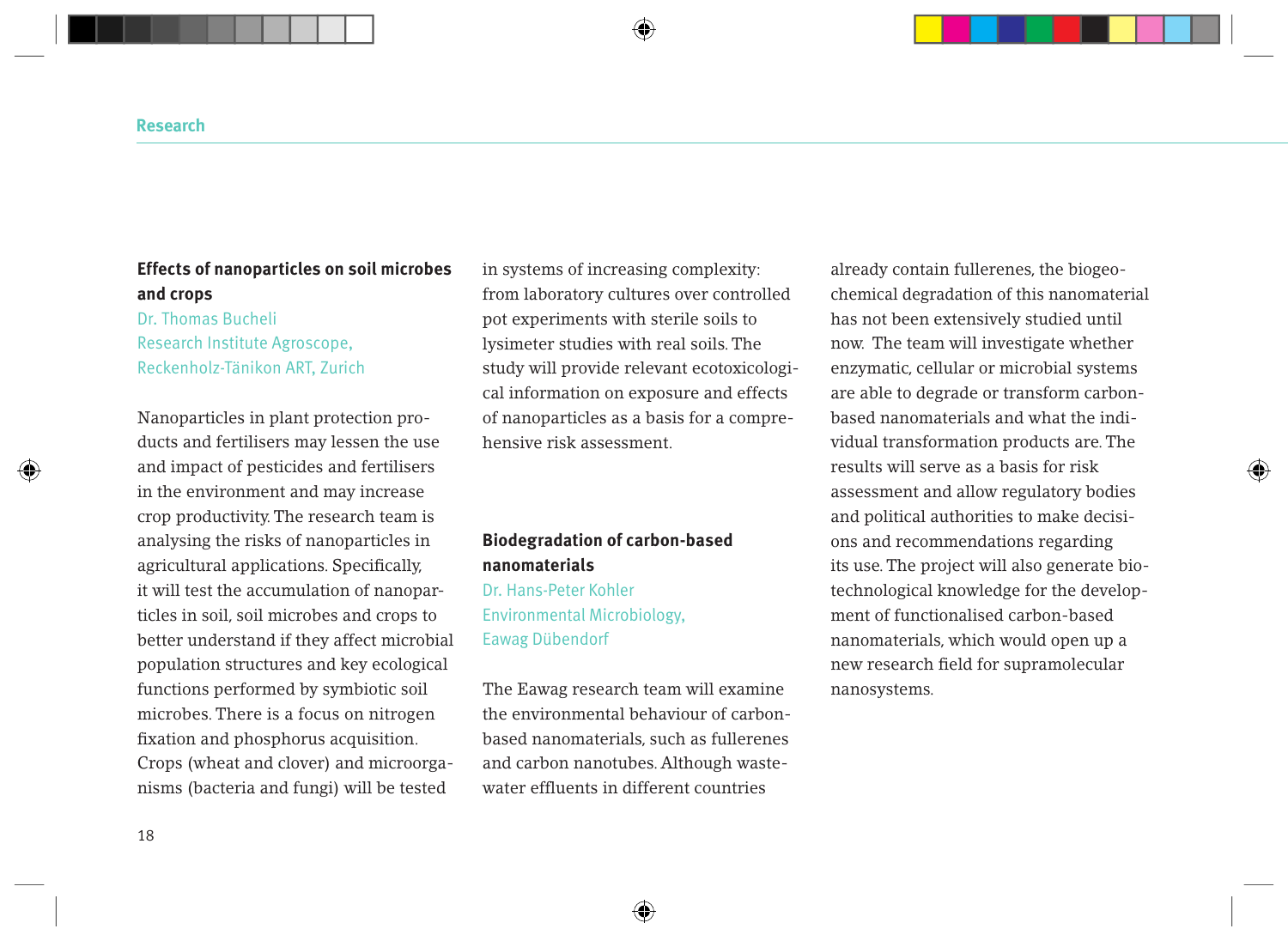## Effects of nanoparticles on soil microbes and crops

Dr. Thomas Bucheli
Research Institute Agroscope,
Reckenholz-Tänikon ART, Zurich

Nanoparticles in plant protection products and fertilisers may lessen the use and impact of pesticides and fertilisers in the environment and may increase crop productivity. The research team is analysing the risks of nanoparticles in agricultural applications. Specifically, it will test the accumulation of nanoparticles in soil, soil microbes and crops to better understand if they affect microbial population structures and key ecological functions performed by symbiotic soil microbes. There is a focus on nitrogen fixation and phosphorus acquisition. Crops (wheat and clover) and microorganisms (bacteria and fungi) will be tested in systems of increasing complexity: from laboratory cultures over controlled pot experiments with sterile soils to lysimeter studies with real soils. The study will provide relevant ecotoxicological information on exposure and effects of nanoparticles as a basis for a comprehensive risk assessment.

## Biodegradation of carbon-based nanomaterials

Dr. Hans-Peter Kohler
Environmental Microbiology,
Eawag Dübendorf

The Eawag research team will examine the environmental behaviour of carbon-based nanomaterials, such as fullerenes and carbon nanotubes. Although wastewater effluents in different countries already contain fullerenes, the biogeochemical degradation of this nanomaterial has not been extensively studied until now. The team will investigate whether enzymatic, cellular or microbial systems are able to degrade or transform carbon-based nanomaterials and what the individual transformation products are. The results will serve as a basis for risk assessment and allow regulatory bodies and political authorities to make decisions and recommendations regarding its use. The project will also generate biotechnological knowledge for the development of functionalised carbon-based nanomaterials, which would open up a new research field for supramolecular nanosystems.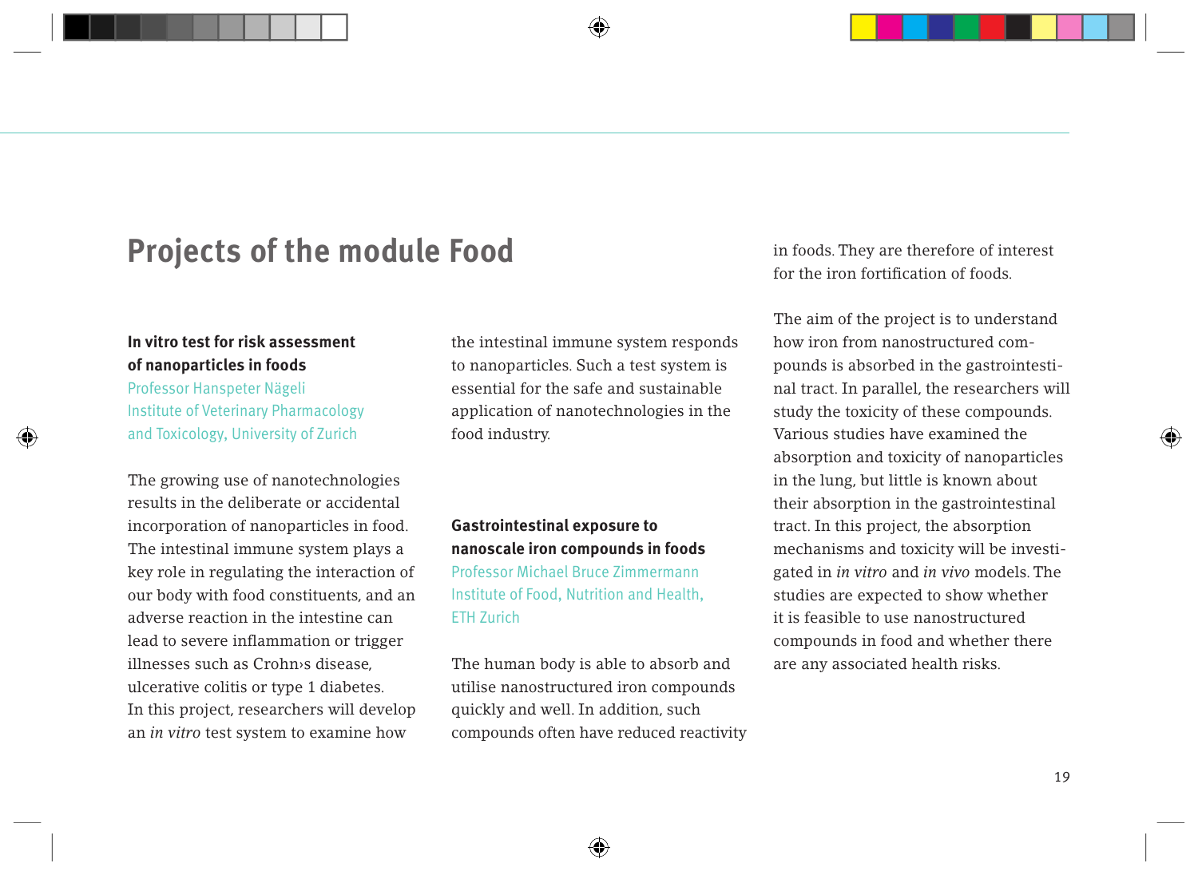# Projects of the module Food

### In vitro test for risk assessment of nanoparticles in foods

Professor Hanspeter Nägeli
Institute of Veterinary Pharmacology and Toxicology, University of Zurich

The growing use of nanotechnologies results in the deliberate or accidental incorporation of nanoparticles in food. The intestinal immune system plays a key role in regulating the interaction of our body with food constituents, and an adverse reaction in the intestine can lead to severe inflammation or trigger illnesses such as Crohn›s disease, ulcerative colitis or type 1 diabetes. In this project, researchers will develop an *in vitro* test system to examine how the intestinal immune system responds to nanoparticles. Such a test system is essential for the safe and sustainable application of nanotechnologies in the food industry.

### Gastrointestinal exposure to nanoscale iron compounds in foods

Professor Michael Bruce Zimmermann
Institute of Food, Nutrition and Health, ETH Zurich

The human body is able to absorb and utilise nanostructured iron compounds quickly and well. In addition, such compounds often have reduced reactivity in foods. They are therefore of interest for the iron fortification of foods.

The aim of the project is to understand how iron from nanostructured compounds is absorbed in the gastrointestinal tract. In parallel, the researchers will study the toxicity of these compounds. Various studies have examined the absorption and toxicity of nanoparticles in the lung, but little is known about their absorption in the gastrointestinal tract. In this project, the absorption mechanisms and toxicity will be investigated in *in vitro* and *in vivo* models. The studies are expected to show whether it is feasible to use nanostructured compounds in food and whether there are any associated health risks.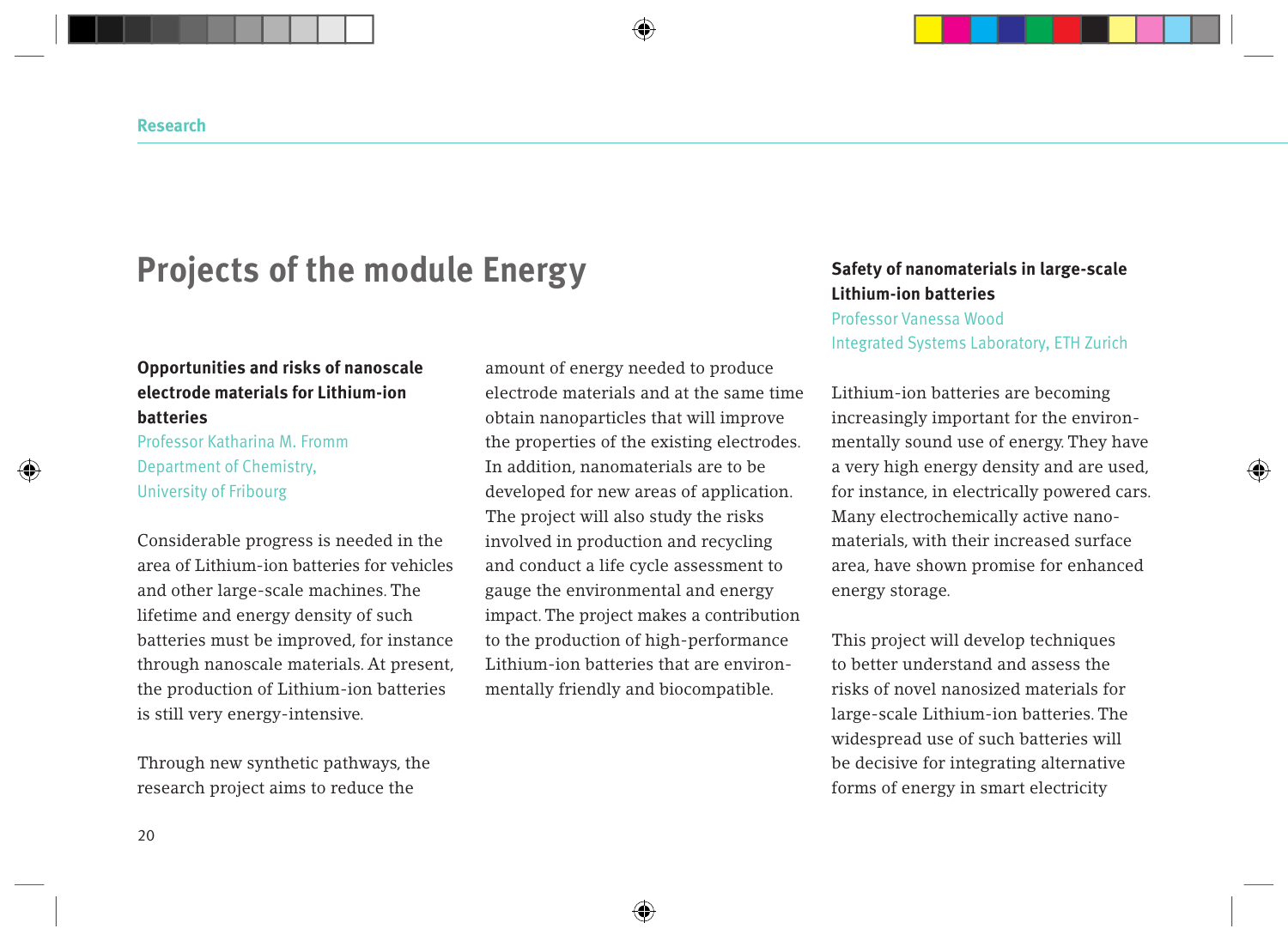# Projects of the module Energy

### Opportunities and risks of nanoscale electrode materials for Lithium-ion batteries

Professor Katharina M. Fromm
Department of Chemistry,
University of Fribourg

Considerable progress is needed in the area of Lithium-ion batteries for vehicles and other large-scale machines. The lifetime and energy density of such batteries must be improved, for instance through nanoscale materials. At present, the production of Lithium-ion batteries is still very energy-intensive.

Through new synthetic pathways, the research project aims to reduce the amount of energy needed to produce electrode materials and at the same time obtain nanoparticles that will improve the properties of the existing electrodes. In addition, nanomaterials are to be developed for new areas of application. The project will also study the risks involved in production and recycling and conduct a life cycle assessment to gauge the environmental and energy impact. The project makes a contribution to the production of high-performance Lithium-ion batteries that are environmentally friendly and biocompatible.

### Safety of nanomaterials in large-scale Lithium-ion batteries

Professor Vanessa Wood
Integrated Systems Laboratory, ETH Zurich

Lithium-ion batteries are becoming increasingly important for the environmentally sound use of energy. They have a very high energy density and are used, for instance, in electrically powered cars. Many electrochemically active nanomaterials, with their increased surface area, have shown promise for enhanced energy storage.

This project will develop techniques to better understand and assess the risks of novel nanosized materials for large-scale Lithium-ion batteries. The widespread use of such batteries will be decisive for integrating alternative forms of energy in smart electricity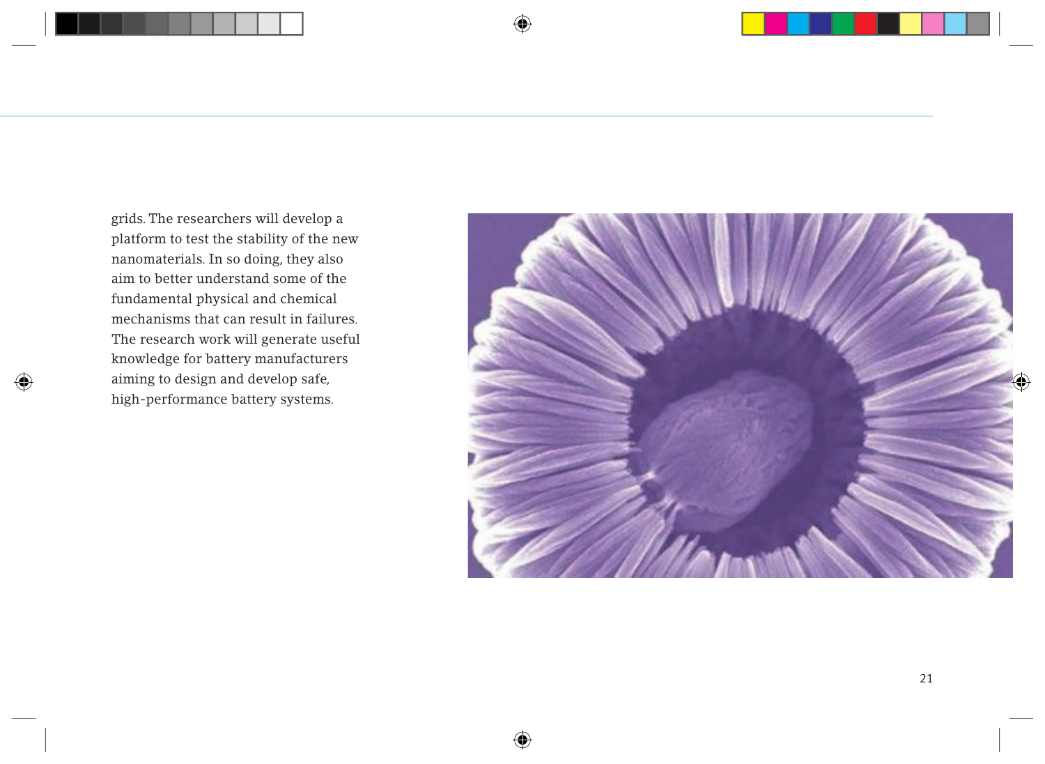grids. The researchers will develop a platform to test the stability of the new nanomaterials. In so doing, they also aim to better understand some of the fundamental physical and chemical mechanisms that can result in failures. The research work will generate useful knowledge for battery manufacturers aiming to design and develop safe, high-performance battery systems.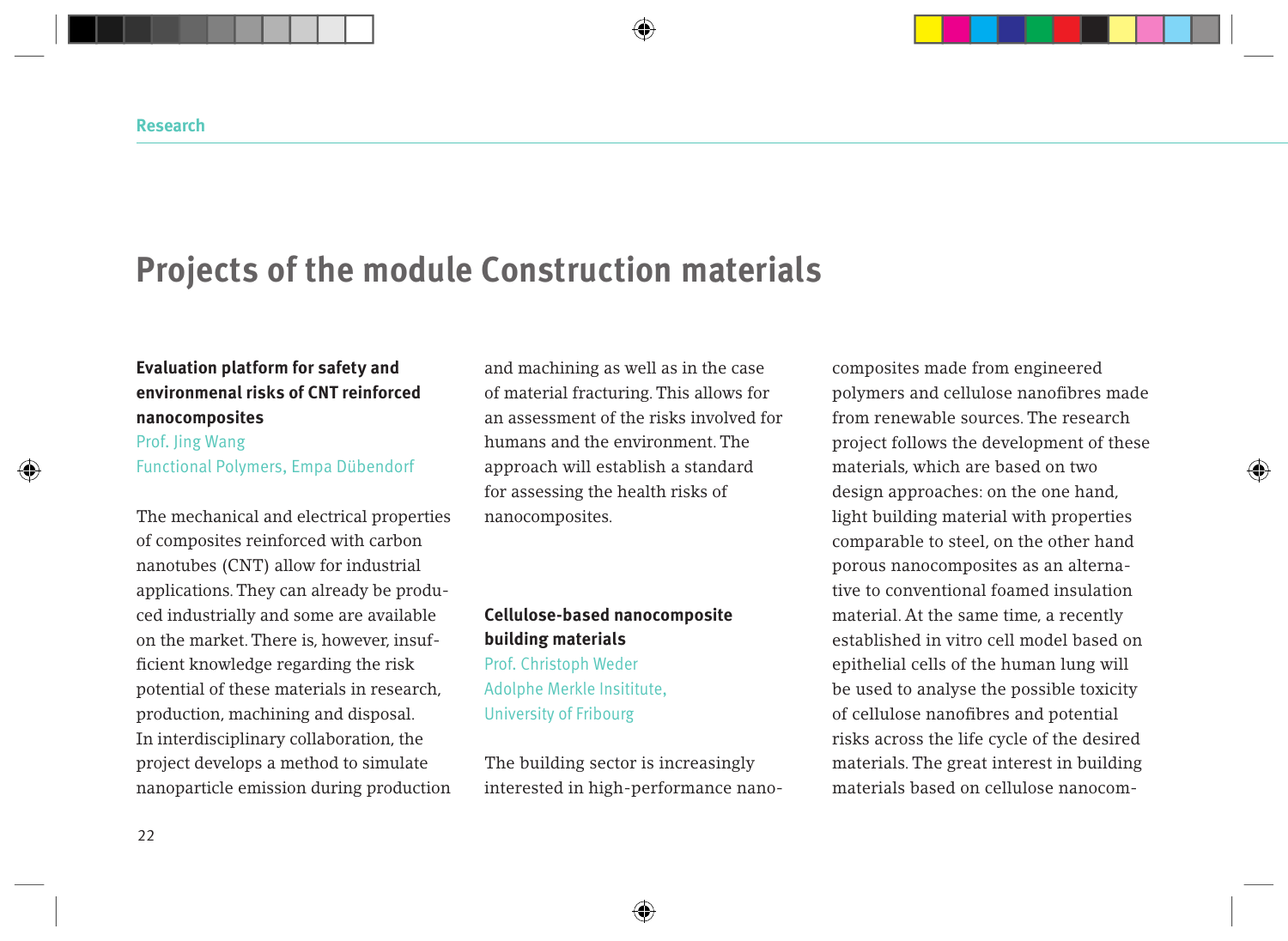## Projects of the module Construction materials

### Evaluation platform for safety and environmental risks of CNT reinforced nanocomposites

Prof. Jing Wang
Functional Polymers, Empa Dübendorf

The mechanical and electrical properties of composites reinforced with carbon nanotubes (CNT) allow for industrial applications. They can already be produced industrially and some are available on the market. There is, however, insufficient knowledge regarding the risk potential of these materials in research, production, machining and disposal. In interdisciplinary collaboration, the project develops a method to simulate nanoparticle emission during production and machining as well as in the case of material fracturing. This allows for an assessment of the risks involved for humans and the environment. The approach will establish a standard for assessing the health risks of nanocomposites.

### Cellulose-based nanocomposite building materials

Prof. Christoph Weder
Adolphe Merkle Insititute,
University of Fribourg

The building sector is increasingly interested in high-performance nanocomposites made from engineered polymers and cellulose nanofibres made from renewable sources. The research project follows the development of these materials, which are based on two design approaches: on the one hand, light building material with properties comparable to steel, on the other hand porous nanocomposites as an alternative to conventional foamed insulation material. At the same time, a recently established in vitro cell model based on epithelial cells of the human lung will be used to analyse the possible toxicity of cellulose nanofibres and potential risks across the life cycle of the desired materials. The great interest in building materials based on cellulose nanocom-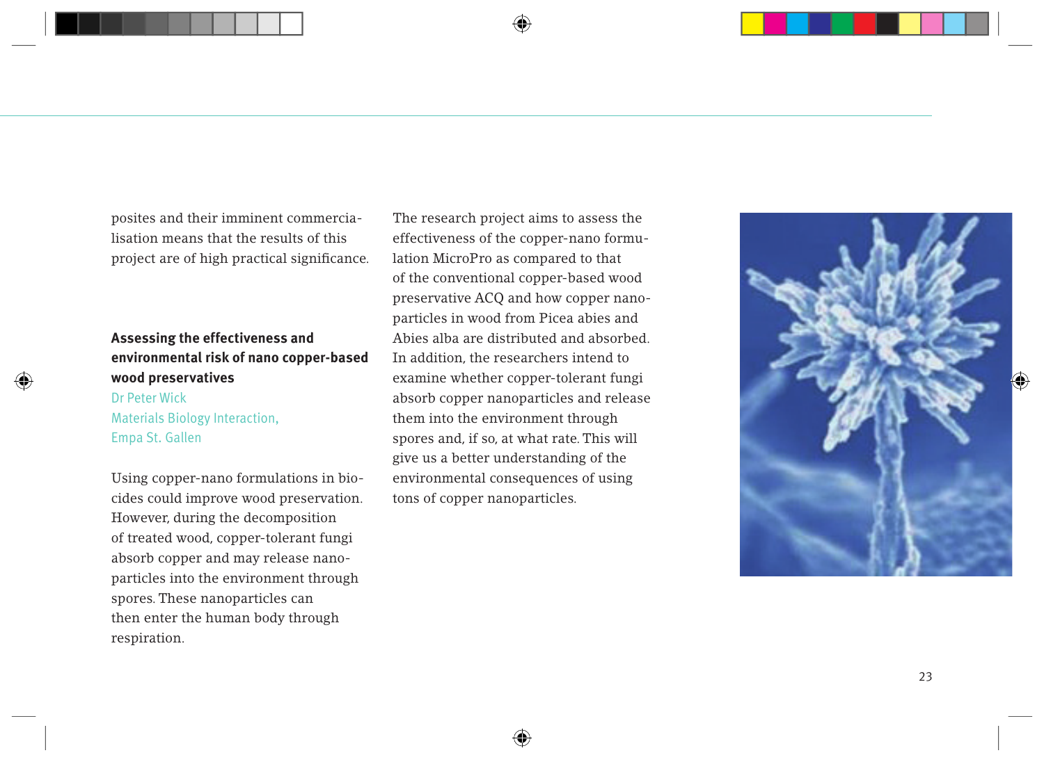posites and their imminent commercialisation means that the results of this project are of high practical significance.

### Assessing the effectiveness and environmental risk of nano copper-based wood preservatives

Dr Peter Wick
Materials Biology Interaction,
Empa St. Gallen

Using copper-nano formulations in biocides could improve wood preservation. However, during the decomposition of treated wood, copper-tolerant fungi absorb copper and may release nanoparticles into the environment through spores. These nanoparticles can then enter the human body through respiration.

The research project aims to assess the effectiveness of the copper-nano formulation MicroPro as compared to that of the conventional copper-based wood preservative ACQ and how copper nanoparticles in wood from Picea abies and Abies alba are distributed and absorbed. In addition, the researchers intend to examine whether copper-tolerant fungi absorb copper nanoparticles and release them into the environment through spores and, if so, at what rate. This will give us a better understanding of the environmental consequences of using tons of copper nanoparticles.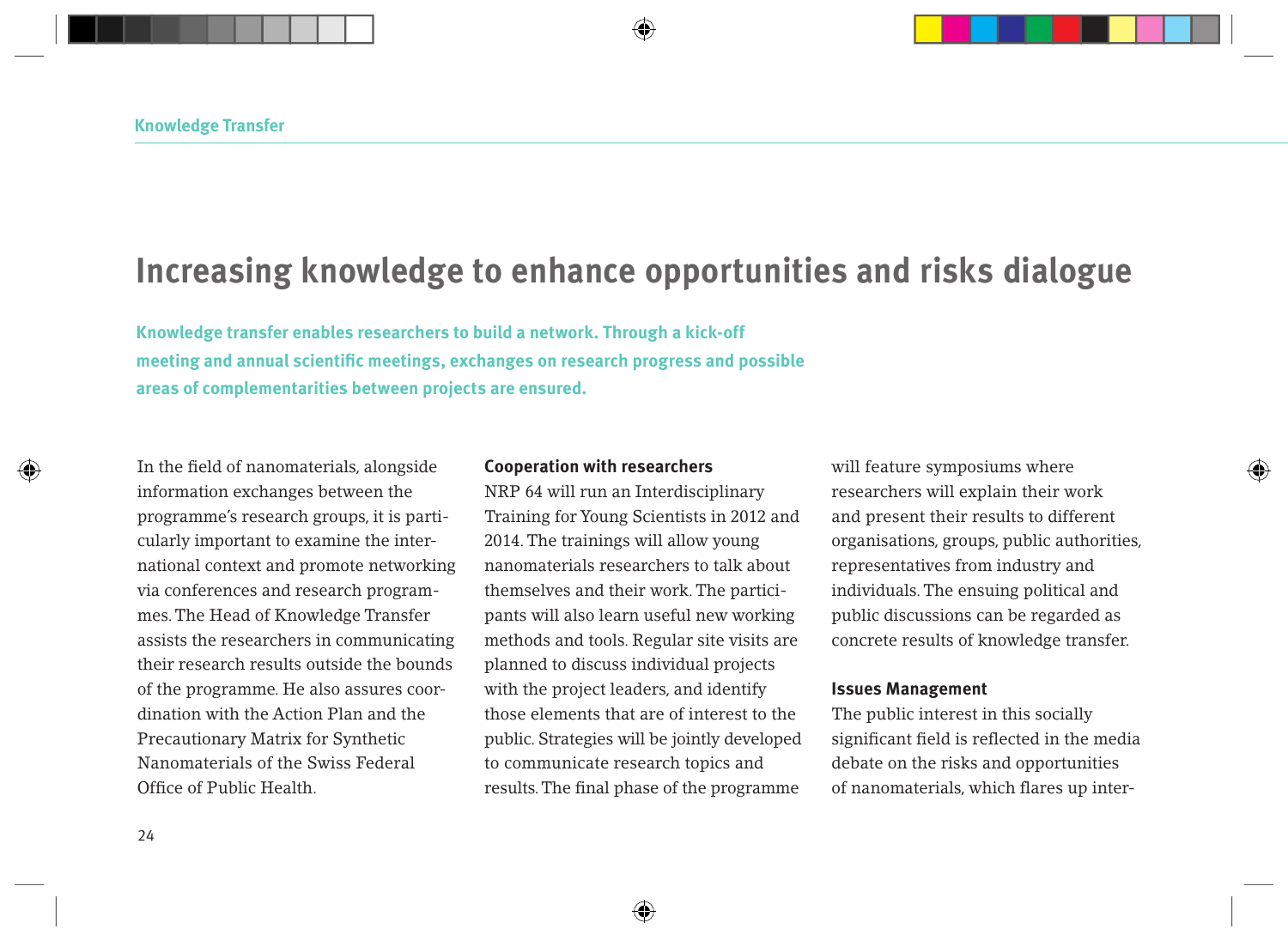# Increasing knowledge to enhance opportunities and risks dialogue

**Knowledge transfer enables researchers to build a network. Through a kick-off meeting and annual scientific meetings, exchanges on research progress and possible areas of complementarities between projects are ensured.**

In the field of nanomaterials, alongside information exchanges between the programme's research groups, it is particularly important to examine the international context and promote networking via conferences and research programmes. The Head of Knowledge Transfer assists the researchers in communicating their research results outside the bounds of the programme. He also assures coordination with the Action Plan and the Precautionary Matrix for Synthetic Nanomaterials of the Swiss Federal Office of Public Health.

**Cooperation with researchers**

NRP 64 will run an Interdisciplinary Training for Young Scientists in 2012 and 2014. The trainings will allow young nanomaterials researchers to talk about themselves and their work. The participants will also learn useful new working methods and tools. Regular site visits are planned to discuss individual projects with the project leaders, and identify those elements that are of interest to the public. Strategies will be jointly developed to communicate research topics and results. The final phase of the programme will feature symposiums where researchers will explain their work and present their results to different organisations, groups, public authorities, representatives from industry and individuals. The ensuing political and public discussions can be regarded as concrete results of knowledge transfer.

**Issues Management**

The public interest in this socially significant field is reflected in the media debate on the risks and opportunities of nanomaterials, which flares up inter-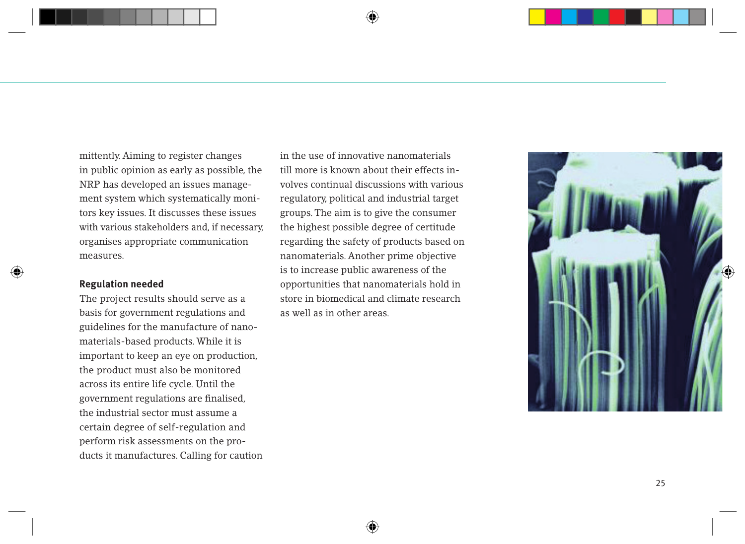mittently. Aiming to register changes in public opinion as early as possible, the NRP has developed an issues management system which systematically monitors key issues. It discusses these issues with various stakeholders and, if necessary, organises appropriate communication measures.

## Regulation needed

The project results should serve as a basis for government regulations and guidelines for the manufacture of nanomaterials-based products. While it is important to keep an eye on production, the product must also be monitored across its entire life cycle. Until the government regulations are finalised, the industrial sector must assume a certain degree of self-regulation and perform risk assessments on the products it manufactures. Calling for caution in the use of innovative nanomaterials till more is known about their effects involves continual discussions with various regulatory, political and industrial target groups. The aim is to give the consumer the highest possible degree of certitude regarding the safety of products based on nanomaterials. Another prime objective is to increase public awareness of the opportunities that nanomaterials hold in store in biomedical and climate research as well as in other areas.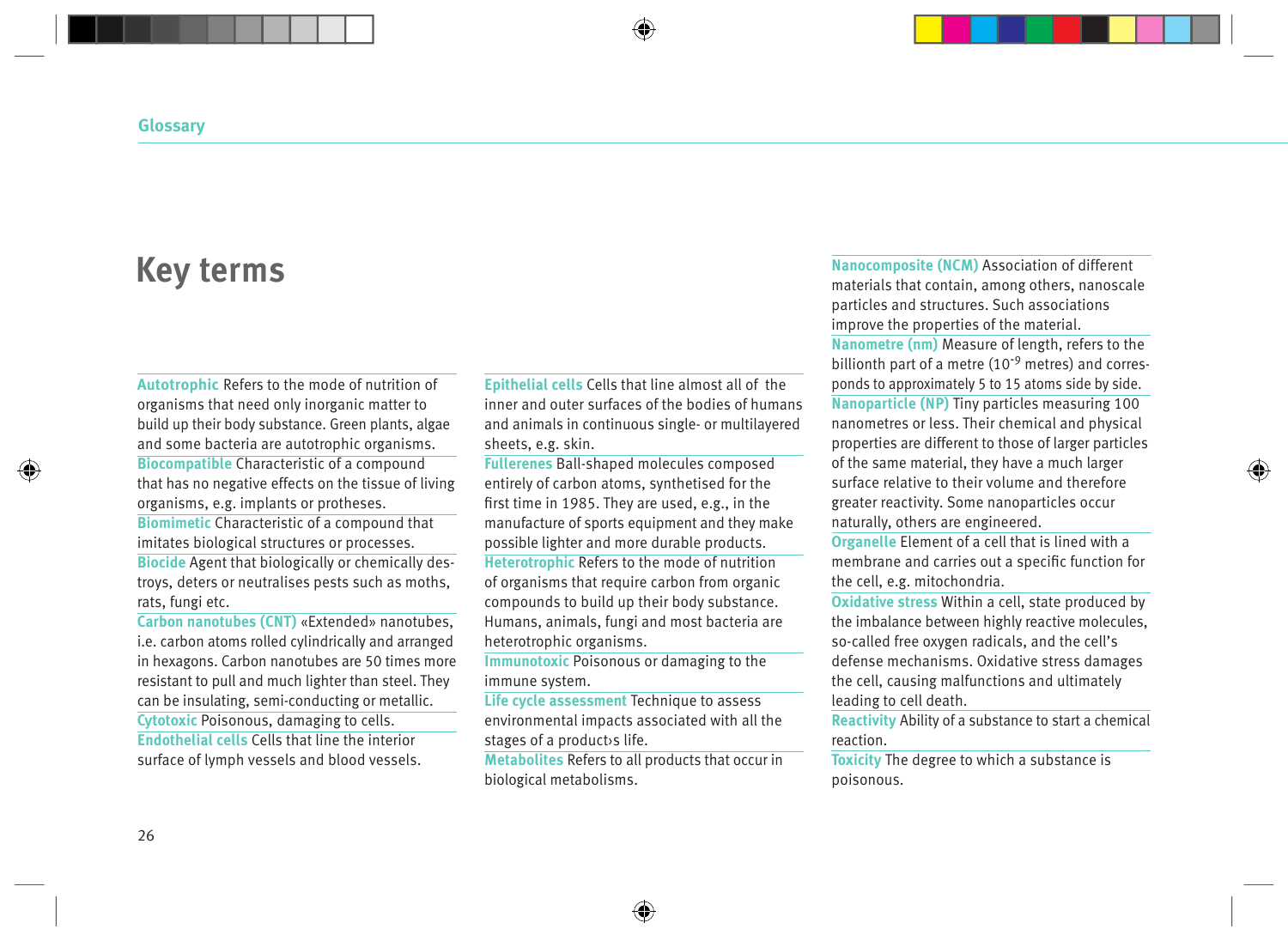## Key terms

**Autotrophic** Refers to the mode of nutrition of organisms that need only inorganic matter to build up their body substance. Green plants, algae and some bacteria are autotrophic organisms.

**Biocompatible** Characteristic of a compound that has no negative effects on the tissue of living organisms, e.g. implants or protheses.

**Biomimetic** Characteristic of a compound that imitates biological structures or processes.

**Biocide** Agent that biologically or chemically destroys, deters or neutralises pests such as moths, rats, fungi etc.

**Carbon nanotubes (CNT)** «Extended» nanotubes, i.e. carbon atoms rolled cylindrically and arranged in hexagons. Carbon nanotubes are 50 times more resistant to pull and much lighter than steel. They can be insulating, semi-conducting or metallic.

**Cytotoxic** Poisonous, damaging to cells.

**Endothelial cells** Cells that line the interior surface of lymph vessels and blood vessels.

**Epithelial cells** Cells that line almost all of the inner and outer surfaces of the bodies of humans and animals in continuous single- or multilayered sheets, e.g. skin.

**Fullerenes** Ball-shaped molecules composed entirely of carbon atoms, synthetised for the first time in 1985. They are used, e.g., in the manufacture of sports equipment and they make possible lighter and more durable products.

**Heterotrophic** Refers to the mode of nutrition of organisms that require carbon from organic compounds to build up their body substance. Humans, animals, fungi and most bacteria are heterotrophic organisms.

**Immunotoxic** Poisonous or damaging to the immune system.

**Life cycle assessment** Technique to assess environmental impacts associated with all the stages of a product›s life.

**Metabolites** Refers to all products that occur in biological metabolisms.

**Nanocomposite (NCM)** Association of different materials that contain, among others, nanoscale particles and structures. Such associations improve the properties of the material.

**Nanometre (nm)** Measure of length, refers to the billionth part of a metre ($10^{-9}$ metres) and corresponds to approximately 5 to 15 atoms side by side.

**Nanoparticle (NP)** Tiny particles measuring 100 nanometres or less. Their chemical and physical properties are different to those of larger particles of the same material, they have a much larger surface relative to their volume and therefore greater reactivity. Some nanoparticles occur naturally, others are engineered.

**Organelle** Element of a cell that is lined with a membrane and carries out a specific function for the cell, e.g. mitochondria.

**Oxidative stress** Within a cell, state produced by the imbalance between highly reactive molecules, so-called free oxygen radicals, and the cell's defense mechanisms. Oxidative stress damages the cell, causing malfunctions and ultimately leading to cell death.

**Reactivity** Ability of a substance to start a chemical reaction.

**Toxicity** The degree to which a substance is poisonous.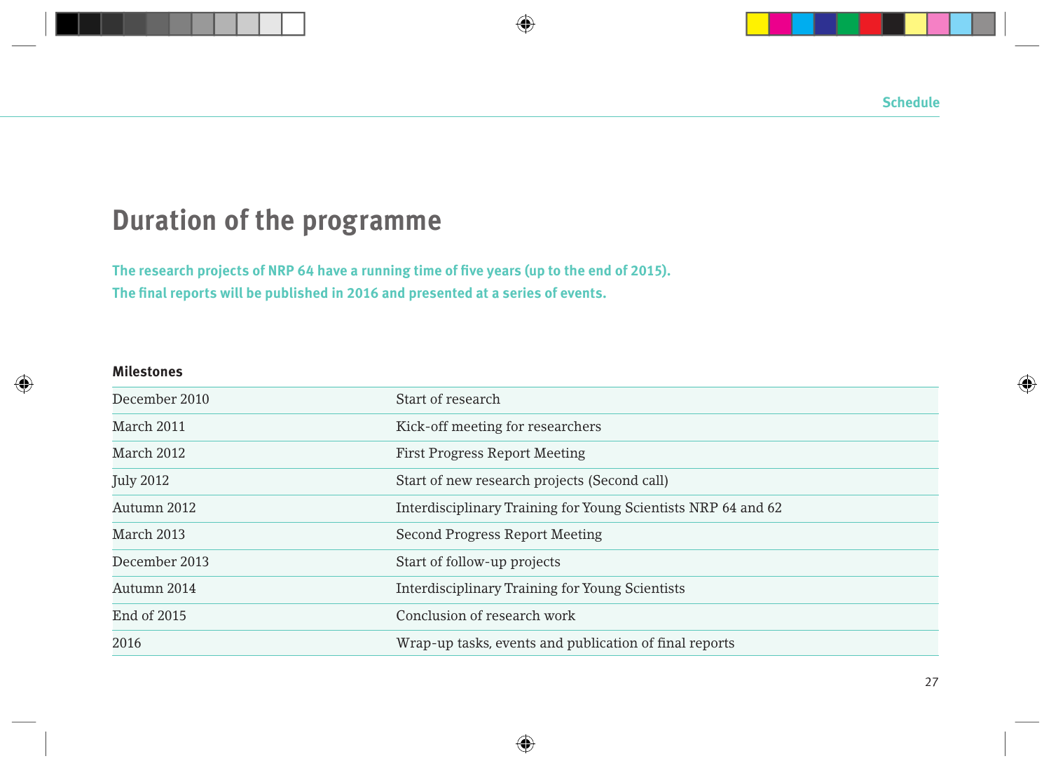# Duration of the programme

**The research projects of NRP 64 have a running time of five years (up to the end of 2015). The final reports will be published in 2016 and presented at a series of events.**

**Milestones**

| | |
|---|---|
| December 2010 | Start of research |
| March 2011 | Kick-off meeting for researchers |
| March 2012 | First Progress Report Meeting |
| July 2012 | Start of new research projects (Second call) |
| Autumn 2012 | Interdisciplinary Training for Young Scientists NRP 64 and 62 |
| March 2013 | Second Progress Report Meeting |
| December 2013 | Start of follow-up projects |
| Autumn 2014 | Interdisciplinary Training for Young Scientists |
| End of 2015 | Conclusion of research work |
| 2016 | Wrap-up tasks, events and publication of final reports |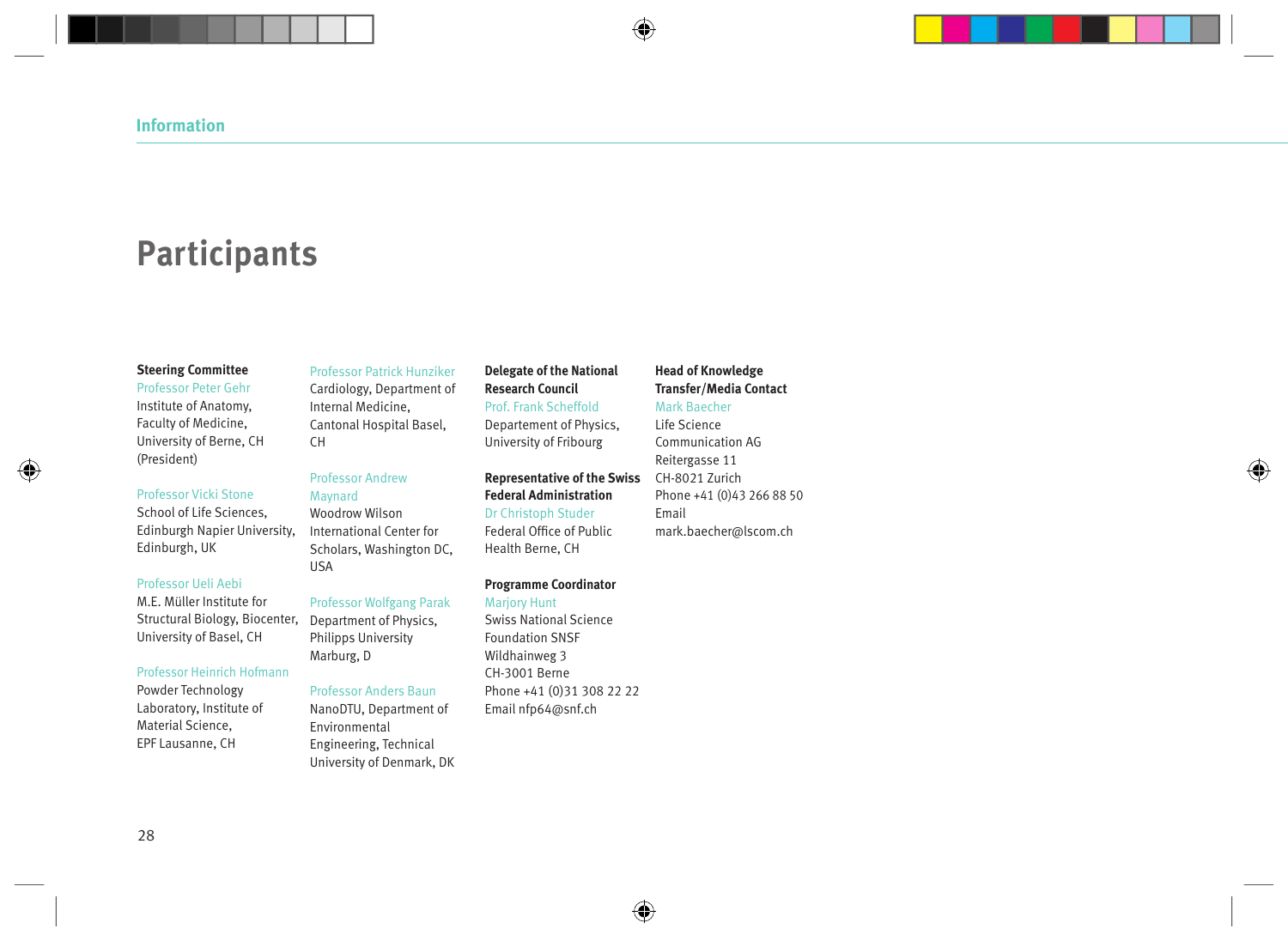Information

# Participants

**Steering Committee**

Professor Peter Gehr
Institute of Anatomy, Faculty of Medicine, University of Berne, CH (President)

Professor Vicki Stone
School of Life Sciences, Edinburgh Napier University, Edinburgh, UK

Professor Ueli Aebi
M.E. Müller Institute for Structural Biology, Biocenter, University of Basel, CH

Professor Heinrich Hofmann
Powder Technology Laboratory, Institute of Material Science, EPF Lausanne, CH

Professor Patrick Hunziker
Cardiology, Department of Internal Medicine, Cantonal Hospital Basel, CH

Professor Andrew Maynard
Woodrow Wilson International Center for Scholars, Washington DC, USA

Professor Wolfgang Parak
Department of Physics, Philipps University Marburg, D

Professor Anders Baun
NanoDTU, Department of Environmental Engineering, Technical University of Denmark, DK

**Delegate of the National Research Council**

Prof. Frank Scheffold
Departement of Physics, University of Fribourg

**Representative of the Swiss Federal Administration**

Dr Christoph Studer
Federal Office of Public Health Berne, CH

**Programme Coordinator**

Marjory Hunt
Swiss National Science Foundation SNSF
Wildhainweg 3
CH-3001 Berne
Phone +41 (0)31 308 22 22
Email nfp64@snf.ch

**Head of Knowledge Transfer/Media Contact**

Mark Baecher
Life Science Communication AG
Reitergasse 11
CH-8021 Zurich
Phone +41 (0)43 266 88 50
Email mark.baecher@lscom.ch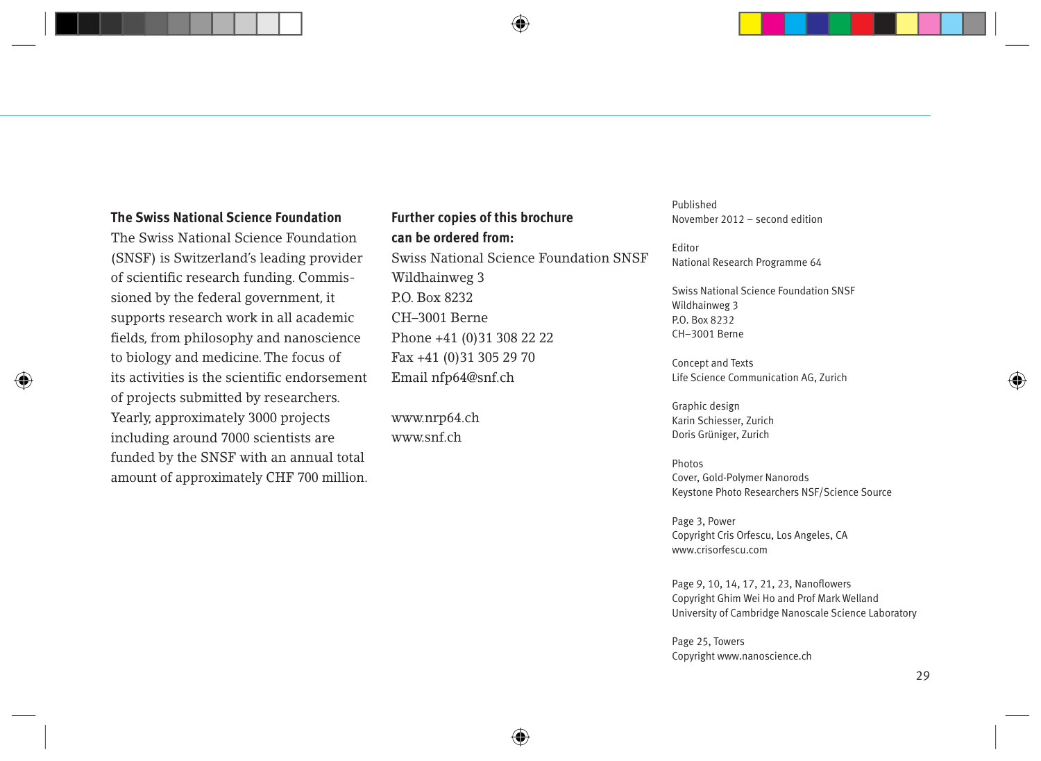### The Swiss National Science Foundation

The Swiss National Science Foundation (SNSF) is Switzerland's leading provider of scientific research funding. Commissioned by the federal government, it supports research work in all academic fields, from philosophy and nanoscience to biology and medicine. The focus of its activities is the scientific endorsement of projects submitted by researchers. Yearly, approximately 3000 projects including around 7000 scientists are funded by the SNSF with an annual total amount of approximately CHF 700 million.

### Further copies of this brochure can be ordered from:

Swiss National Science Foundation SNSF
Wildhainweg 3
P.O. Box 8232
CH–3001 Berne
Phone +41 (0)31 308 22 22
Fax +41 (0)31 305 29 70
Email nfp64@snf.ch

www.nrp64.ch
www.snf.ch

Published
November 2012 – second edition

Editor
National Research Programme 64

Swiss National Science Foundation SNSF
Wildhainweg 3
P.O. Box 8232
CH–3001 Berne

Concept and Texts
Life Science Communication AG, Zurich

Graphic design
Karin Schiesser, Zurich
Doris Grüniger, Zurich

Photos
Cover, Gold-Polymer Nanorods
Keystone Photo Researchers NSF/Science Source

Page 3, Power
Copyright Cris Orfescu, Los Angeles, CA
www.crisorfescu.com

Page 9, 10, 14, 17, 21, 23, Nanoflowers
Copyright Ghim Wei Ho and Prof Mark Welland
University of Cambridge Nanoscale Science Laboratory

Page 25, Towers
Copyright www.nanoscience.ch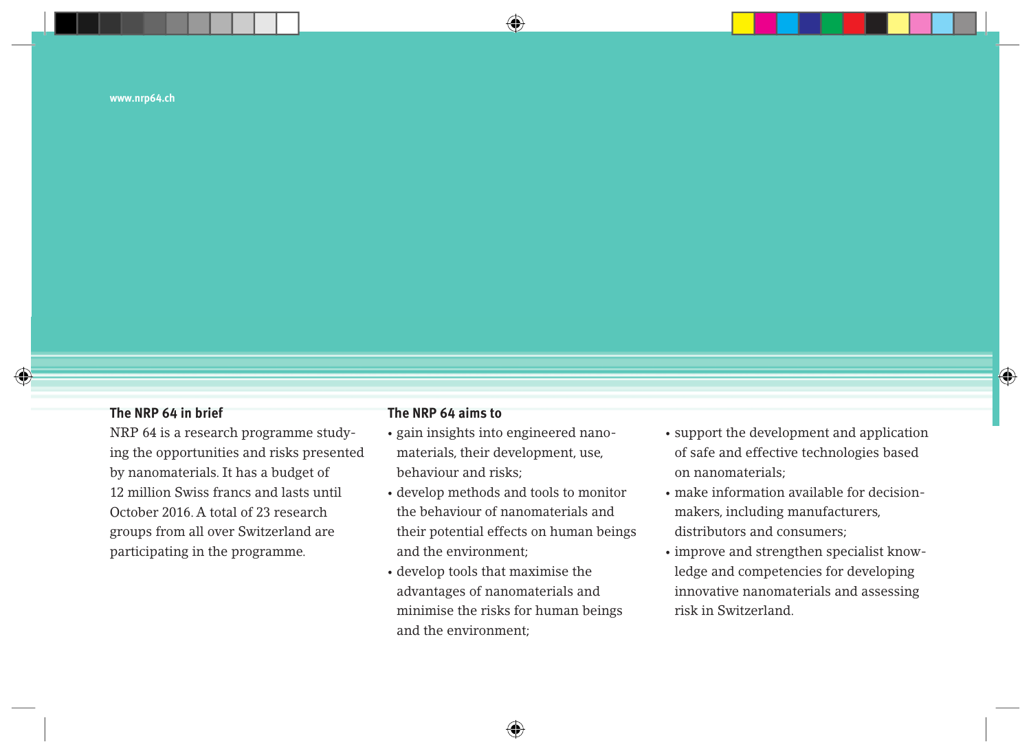www.nrp64.ch

**The NRP 64 in brief**

NRP 64 is a research programme studying the opportunities and risks presented by nanomaterials. It has a budget of 12 million Swiss francs and lasts until October 2016. A total of 23 research groups from all over Switzerland are participating in the programme.

**The NRP 64 aims to**

- gain insights into engineered nanomaterials, their development, use, behaviour and risks;
- develop methods and tools to monitor the behaviour of nanomaterials and their potential effects on human beings and the environment;
- develop tools that maximise the advantages of nanomaterials and minimise the risks for human beings and the environment;
- support the development and application of safe and effective technologies based on nanomaterials;
- make information available for decision-makers, including manufacturers, distributors and consumers;
- improve and strengthen specialist knowledge and competencies for developing innovative nanomaterials and assessing risk in Switzerland.